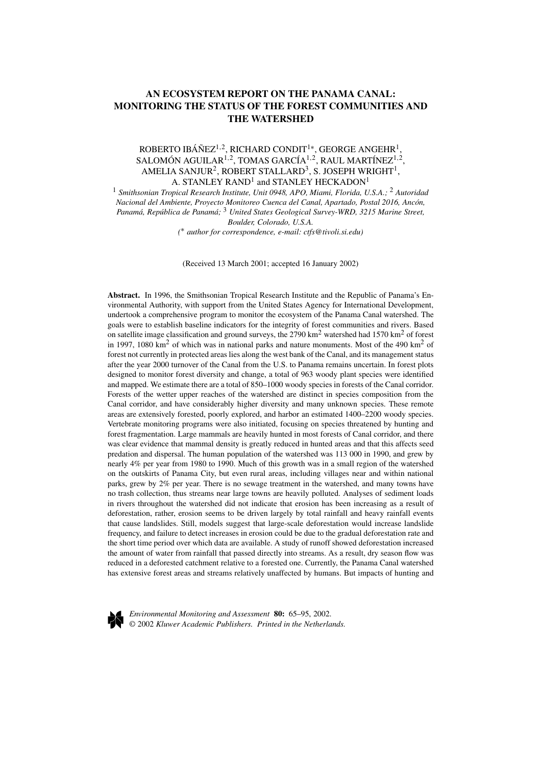# AN ECOSYSTEM REPORT ON THE PANAMA CANAL: MONITORING THE STATUS OF THE FOREST COMMUNITIES AND THE WATERSHED

ROBERTO IBÁÑEZ[1,2], RICHARD CONDIT[1*], GEORGE ANGEHR[1], SALOMÓN AGUILAR[1,2], TOMAS GARCÍA[1,2], RAUL MARTÍNEZ[1,2], AMELIA SANJUR[2], ROBERT STALLARD[3], S. JOSEPH WRIGHT[1], A. STANLEY RAND[1] and STANLEY HECKADON[1]

[1] *Smithsonian Tropical Research Institute, Unit 0948, APO, Miami, Florida, U.S.A.;* [2] *Autoridad Nacional del Ambiente, Proyecto Monitoreo Cuenca del Canal, Apartado, Postal 2016, Ancón, Panamá, República de Panamá;* [3] *United States Geological Survey-WRD, 3215 Marine Street, Boulder, Colorado, U.S.A.*

*(* author for correspondence, e-mail: ctfs@tivoli.si.edu)*

(Received 13 March 2001; accepted 16 January 2002)

**Abstract.** In 1996, the Smithsonian Tropical Research Institute and the Republic of Panama's Environmental Authority, with support from the United States Agency for International Development, undertook a comprehensive program to monitor the ecosystem of the Panama Canal watershed. The goals were to establish baseline indicators for the integrity of forest communities and rivers. Based on satellite image classification and ground surveys, the 2790 km$^2$ watershed had 1570 km$^2$ of forest in 1997, 1080 km$^2$ of which was in national parks and nature monuments. Most of the 490 km$^2$ of forest not currently in protected areas lies along the west bank of the Canal, and its management status after the year 2000 turnover of the Canal from the U.S. to Panama remains uncertain. In forest plots designed to monitor forest diversity and change, a total of 963 woody plant species were identified and mapped. We estimate there are a total of 850–1000 woody species in forests of the Canal corridor. Forests of the wetter upper reaches of the watershed are distinct in species composition from the Canal corridor, and have considerably higher diversity and many unknown species. These remote areas are extensively forested, poorly explored, and harbor an estimated 1400–2200 woody species. Vertebrate monitoring programs were also initiated, focusing on species threatened by hunting and forest fragmentation. Large mammals are heavily hunted in most forests of Canal corridor, and there was clear evidence that mammal density is greatly reduced in hunted areas and that this affects seed predation and dispersal. The human population of the watershed was 113 000 in 1990, and grew by nearly 4% per year from 1980 to 1990. Much of this growth was in a small region of the watershed on the outskirts of Panama City, but even rural areas, including villages near and within national parks, grew by 2% per year. There is no sewage treatment in the watershed, and many towns have no trash collection, thus streams near large towns are heavily polluted. Analyses of sediment loads in rivers throughout the watershed did not indicate that erosion has been increasing as a result of deforestation, rather, erosion seems to be driven largely by total rainfall and heavy rainfall events that cause landslides. Still, models suggest that large-scale deforestation would increase landslide frequency, and failure to detect increases in erosion could be due to the gradual deforestation rate and the short time period over which data are available. A study of runoff showed deforestation increased the amount of water from rainfall that passed directly into streams. As a result, dry season flow was reduced in a deforested catchment relative to a forested one. Currently, the Panama Canal watershed has extensive forest areas and streams relatively unaffected by humans. But impacts of hunting and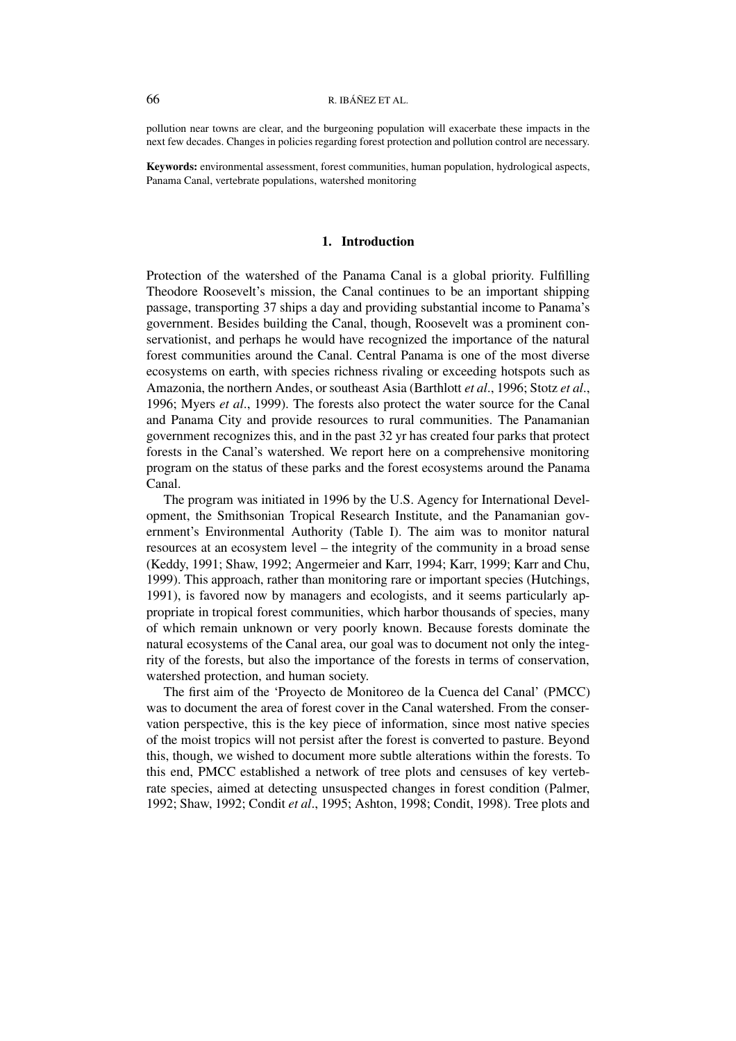pollution near towns are clear, and the burgeoning population will exacerbate these impacts in the next few decades. Changes in policies regarding forest protection and pollution control are necessary.

**Keywords:** environmental assessment, forest communities, human population, hydrological aspects, Panama Canal, vertebrate populations, watershed monitoring

## 1. Introduction

Protection of the watershed of the Panama Canal is a global priority. Fulfilling Theodore Roosevelt's mission, the Canal continues to be an important shipping passage, transporting 37 ships a day and providing substantial income to Panama's government. Besides building the Canal, though, Roosevelt was a prominent conservationist, and perhaps he would have recognized the importance of the natural forest communities around the Canal. Central Panama is one of the most diverse ecosystems on earth, with species richness rivaling or exceeding hotspots such as Amazonia, the northern Andes, or southeast Asia (Barthlott *et al*., 1996; Stotz *et al*., 1996; Myers *et al*., 1999). The forests also protect the water source for the Canal and Panama City and provide resources to rural communities. The Panamanian government recognizes this, and in the past 32 yr has created four parks that protect forests in the Canal's watershed. We report here on a comprehensive monitoring program on the status of these parks and the forest ecosystems around the Panama Canal.

The program was initiated in 1996 by the U.S. Agency for International Development, the Smithsonian Tropical Research Institute, and the Panamanian government's Environmental Authority (Table I). The aim was to monitor natural resources at an ecosystem level – the integrity of the community in a broad sense (Keddy, 1991; Shaw, 1992; Angermeier and Karr, 1994; Karr, 1999; Karr and Chu, 1999). This approach, rather than monitoring rare or important species (Hutchings, 1991), is favored now by managers and ecologists, and it seems particularly appropriate in tropical forest communities, which harbor thousands of species, many of which remain unknown or very poorly known. Because forests dominate the natural ecosystems of the Canal area, our goal was to document not only the integrity of the forests, but also the importance of the forests in terms of conservation, watershed protection, and human society.

The first aim of the 'Proyecto de Monitoreo de la Cuenca del Canal' (PMCC) was to document the area of forest cover in the Canal watershed. From the conservation perspective, this is the key piece of information, since most native species of the moist tropics will not persist after the forest is converted to pasture. Beyond this, though, we wished to document more subtle alterations within the forests. To this end, PMCC established a network of tree plots and censuses of key vertebrate species, aimed at detecting unsuspected changes in forest condition (Palmer, 1992; Shaw, 1992; Condit *et al*., 1995; Ashton, 1998; Condit, 1998). Tree plots and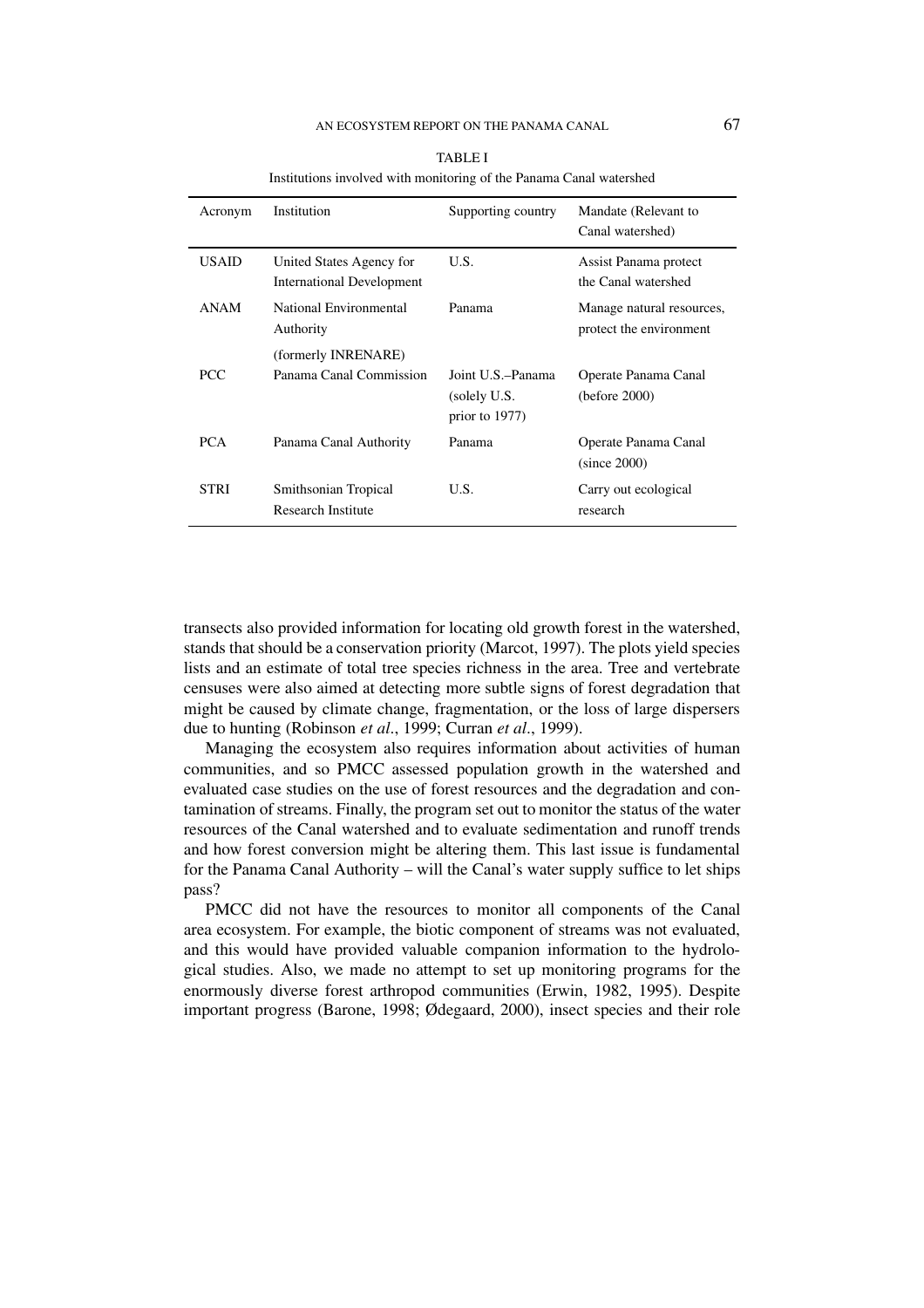TABLE I

Institutions involved with monitoring of the Panama Canal watershed

| Acronym | Institution | Supporting country | Mandate (Relevant to Canal watershed) |
|---|---|---|---|
| USAID | United States Agency for International Development | U.S. | Assist Panama protect the Canal watershed |
| ANAM | National Environmental Authority (formerly INRENARE) | Panama | Manage natural resources, protect the environment |
| PCC | Panama Canal Commission | Joint U.S.–Panama (solely U.S. prior to 1977) | Operate Panama Canal (before 2000) |
| PCA | Panama Canal Authority | Panama | Operate Panama Canal (since 2000) |
| STRI | Smithsonian Tropical Research Institute | U.S. | Carry out ecological research |

transects also provided information for locating old growth forest in the watershed, stands that should be a conservation priority (Marcot, 1997). The plots yield species lists and an estimate of total tree species richness in the area. Tree and vertebrate censuses were also aimed at detecting more subtle signs of forest degradation that might be caused by climate change, fragmentation, or the loss of large dispersers due to hunting (Robinson *et al*., 1999; Curran *et al*., 1999).

Managing the ecosystem also requires information about activities of human communities, and so PMCC assessed population growth in the watershed and evaluated case studies on the use of forest resources and the degradation and contamination of streams. Finally, the program set out to monitor the status of the water resources of the Canal watershed and to evaluate sedimentation and runoff trends and how forest conversion might be altering them. This last issue is fundamental for the Panama Canal Authority – will the Canal's water supply suffice to let ships pass?

PMCC did not have the resources to monitor all components of the Canal area ecosystem. For example, the biotic component of streams was not evaluated, and this would have provided valuable companion information to the hydrological studies. Also, we made no attempt to set up monitoring programs for the enormously diverse forest arthropod communities (Erwin, 1982, 1995). Despite important progress (Barone, 1998; Ødegaard, 2000), insect species and their role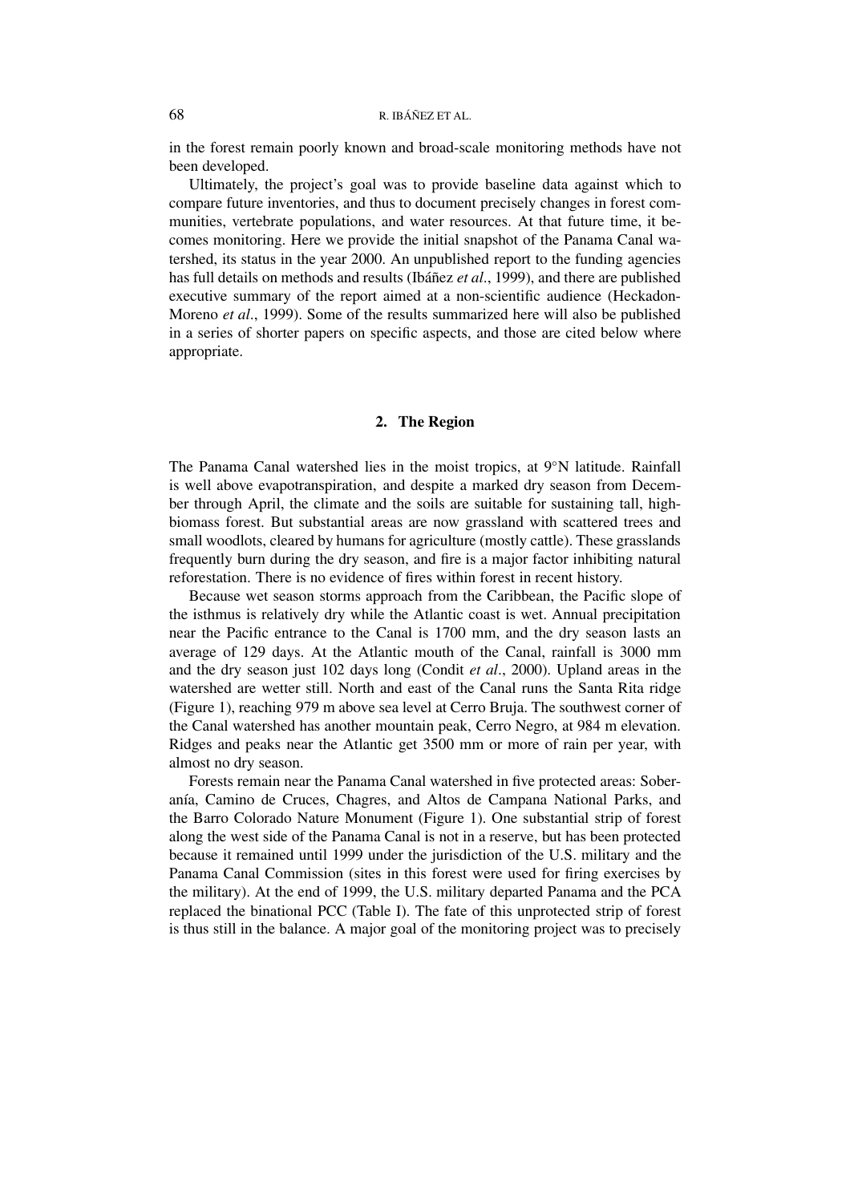in the forest remain poorly known and broad-scale monitoring methods have not been developed.

Ultimately, the project's goal was to provide baseline data against which to compare future inventories, and thus to document precisely changes in forest communities, vertebrate populations, and water resources. At that future time, it becomes monitoring. Here we provide the initial snapshot of the Panama Canal watershed, its status in the year 2000. An unpublished report to the funding agencies has full details on methods and results (Ibáñez *et al*., 1999), and there are published executive summary of the report aimed at a non-scientific audience (Heckadon-Moreno *et al*., 1999). Some of the results summarized here will also be published in a series of shorter papers on specific aspects, and those are cited below where appropriate.

## 2. The Region

The Panama Canal watershed lies in the moist tropics, at 9°N latitude. Rainfall is well above evapotranspiration, and despite a marked dry season from December through April, the climate and the soils are suitable for sustaining tall, high-biomass forest. But substantial areas are now grassland with scattered trees and small woodlots, cleared by humans for agriculture (mostly cattle). These grasslands frequently burn during the dry season, and fire is a major factor inhibiting natural reforestation. There is no evidence of fires within forest in recent history.

Because wet season storms approach from the Caribbean, the Pacific slope of the isthmus is relatively dry while the Atlantic coast is wet. Annual precipitation near the Pacific entrance to the Canal is 1700 mm, and the dry season lasts an average of 129 days. At the Atlantic mouth of the Canal, rainfall is 3000 mm and the dry season just 102 days long (Condit *et al*., 2000). Upland areas in the watershed are wetter still. North and east of the Canal runs the Santa Rita ridge (Figure 1), reaching 979 m above sea level at Cerro Bruja. The southwest corner of the Canal watershed has another mountain peak, Cerro Negro, at 984 m elevation. Ridges and peaks near the Atlantic get 3500 mm or more of rain per year, with almost no dry season.

Forests remain near the Panama Canal watershed in five protected areas: Soberanía, Camino de Cruces, Chagres, and Altos de Campana National Parks, and the Barro Colorado Nature Monument (Figure 1). One substantial strip of forest along the west side of the Panama Canal is not in a reserve, but has been protected because it remained until 1999 under the jurisdiction of the U.S. military and the Panama Canal Commission (sites in this forest were used for firing exercises by the military). At the end of 1999, the U.S. military departed Panama and the PCA replaced the binational PCC (Table I). The fate of this unprotected strip of forest is thus still in the balance. A major goal of the monitoring project was to precisely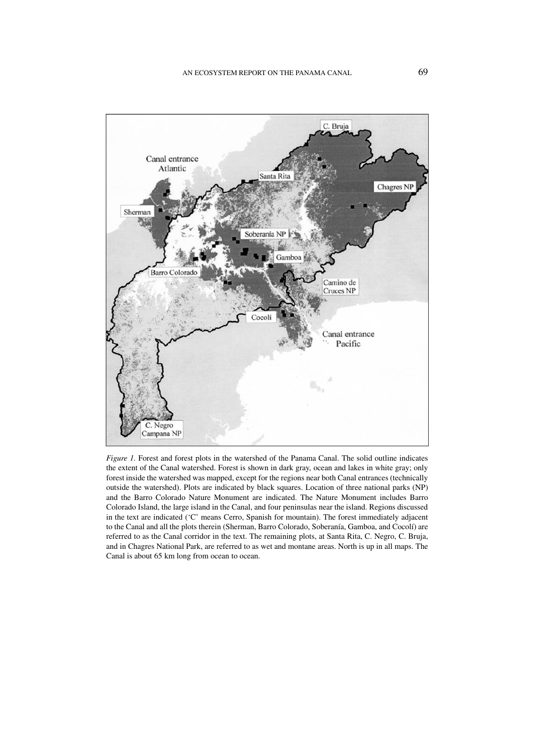*Figure 1.* Forest and forest plots in the watershed of the Panama Canal. The solid outline indicates the extent of the Canal watershed. Forest is shown in dark gray, ocean and lakes in white gray; only forest inside the watershed was mapped, except for the regions near both Canal entrances (technically outside the watershed). Plots are indicated by black squares. Location of three national parks (NP) and the Barro Colorado Nature Monument are indicated. The Nature Monument includes Barro Colorado Island, the large island in the Canal, and four peninsulas near the island. Regions discussed in the text are indicated ('C' means Cerro, Spanish for mountain). The forest immediately adjacent to the Canal and all the plots therein (Sherman, Barro Colorado, Soberanía, Gamboa, and Cocolí) are referred to as the Canal corridor in the text. The remaining plots, at Santa Rita, C. Negro, C. Bruja, and in Chagres National Park, are referred to as wet and montane areas. North is up in all maps. The Canal is about 65 km long from ocean to ocean.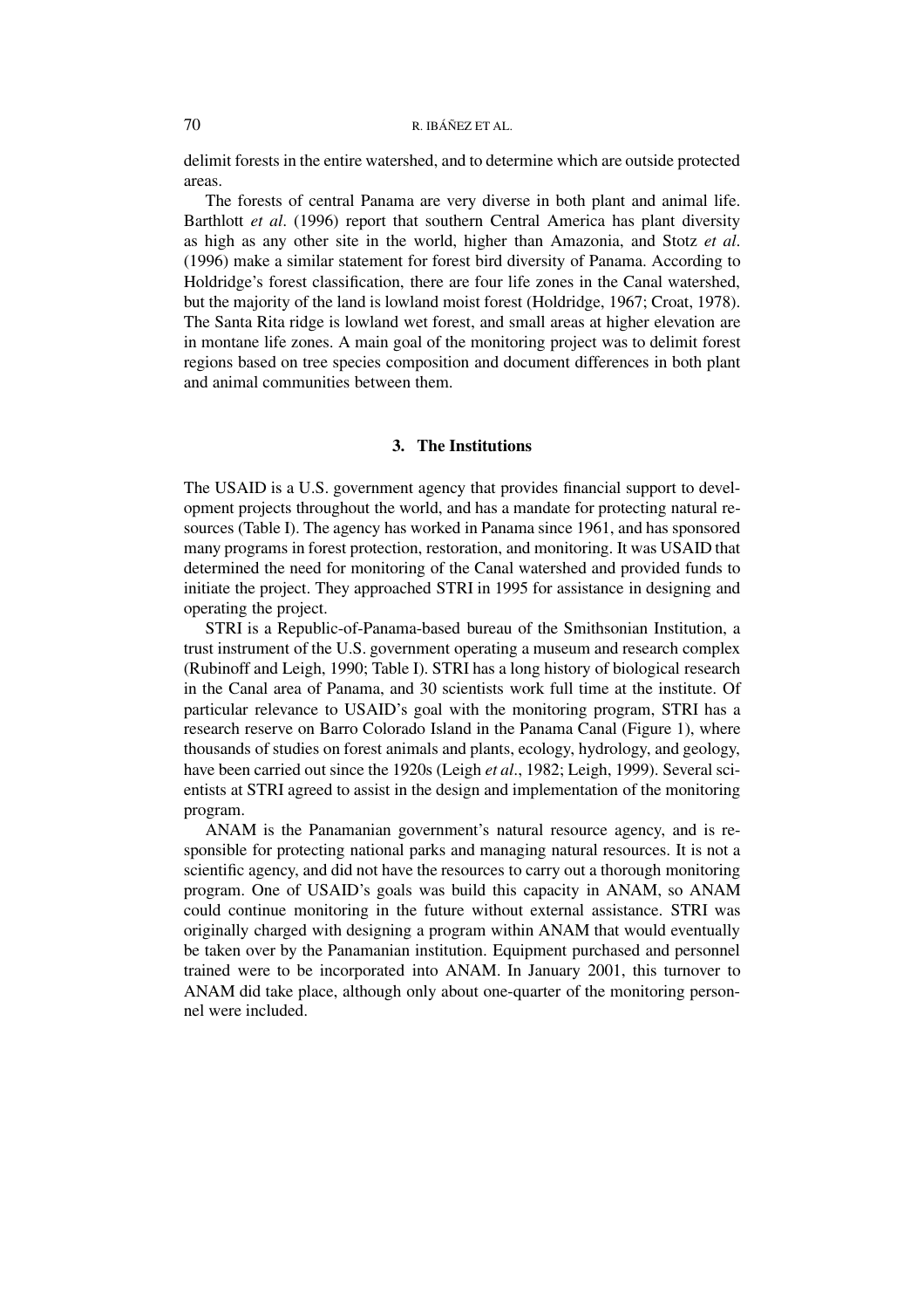delimit forests in the entire watershed, and to determine which are outside protected areas.

The forests of central Panama are very diverse in both plant and animal life. Barthlott *et al*. (1996) report that southern Central America has plant diversity as high as any other site in the world, higher than Amazonia, and Stotz *et al*. (1996) make a similar statement for forest bird diversity of Panama. According to Holdridge's forest classification, there are four life zones in the Canal watershed, but the majority of the land is lowland moist forest (Holdridge, 1967; Croat, 1978). The Santa Rita ridge is lowland wet forest, and small areas at higher elevation are in montane life zones. A main goal of the monitoring project was to delimit forest regions based on tree species composition and document differences in both plant and animal communities between them.

## 3. The Institutions

The USAID is a U.S. government agency that provides financial support to development projects throughout the world, and has a mandate for protecting natural resources (Table I). The agency has worked in Panama since 1961, and has sponsored many programs in forest protection, restoration, and monitoring. It was USAID that determined the need for monitoring of the Canal watershed and provided funds to initiate the project. They approached STRI in 1995 for assistance in designing and operating the project.

STRI is a Republic-of-Panama-based bureau of the Smithsonian Institution, a trust instrument of the U.S. government operating a museum and research complex (Rubinoff and Leigh, 1990; Table I). STRI has a long history of biological research in the Canal area of Panama, and 30 scientists work full time at the institute. Of particular relevance to USAID's goal with the monitoring program, STRI has a research reserve on Barro Colorado Island in the Panama Canal (Figure 1), where thousands of studies on forest animals and plants, ecology, hydrology, and geology, have been carried out since the 1920s (Leigh *et al*., 1982; Leigh, 1999). Several scientists at STRI agreed to assist in the design and implementation of the monitoring program.

ANAM is the Panamanian government's natural resource agency, and is responsible for protecting national parks and managing natural resources. It is not a scientific agency, and did not have the resources to carry out a thorough monitoring program. One of USAID's goals was build this capacity in ANAM, so ANAM could continue monitoring in the future without external assistance. STRI was originally charged with designing a program within ANAM that would eventually be taken over by the Panamanian institution. Equipment purchased and personnel trained were to be incorporated into ANAM. In January 2001, this turnover to ANAM did take place, although only about one-quarter of the monitoring personnel were included.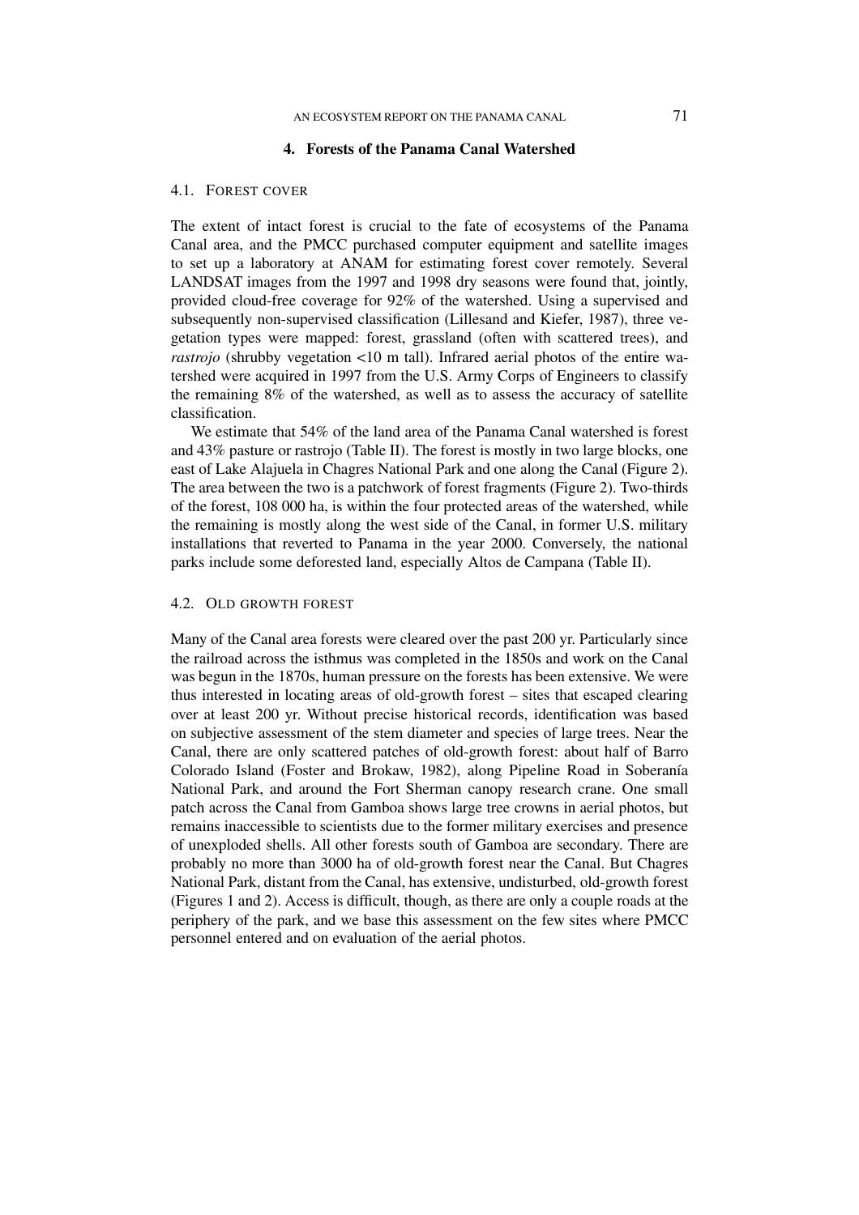## 4. Forests of the Panama Canal Watershed

### 4.1. Forest Cover

The extent of intact forest is crucial to the fate of ecosystems of the Panama Canal area, and the PMCC purchased computer equipment and satellite images to set up a laboratory at ANAM for estimating forest cover remotely. Several LANDSAT images from the 1997 and 1998 dry seasons were found that, jointly, provided cloud-free coverage for 92% of the watershed. Using a supervised and subsequently non-supervised classification (Lillesand and Kiefer, 1987), three vegetation types were mapped: forest, grassland (often with scattered trees), and *rastrojo* (shrubby vegetation <10 m tall). Infrared aerial photos of the entire watershed were acquired in 1997 from the U.S. Army Corps of Engineers to classify the remaining 8% of the watershed, as well as to assess the accuracy of satellite classification.

We estimate that 54% of the land area of the Panama Canal watershed is forest and 43% pasture or rastrojo (Table II). The forest is mostly in two large blocks, one east of Lake Alajuela in Chagres National Park and one along the Canal (Figure 2). The area between the two is a patchwork of forest fragments (Figure 2). Two-thirds of the forest, 108 000 ha, is within the four protected areas of the watershed, while the remaining is mostly along the west side of the Canal, in former U.S. military installations that reverted to Panama in the year 2000. Conversely, the national parks include some deforested land, especially Altos de Campana (Table II).

### 4.2. Old Growth Forest

Many of the Canal area forests were cleared over the past 200 yr. Particularly since the railroad across the isthmus was completed in the 1850s and work on the Canal was begun in the 1870s, human pressure on the forests has been extensive. We were thus interested in locating areas of old-growth forest – sites that escaped clearing over at least 200 yr. Without precise historical records, identification was based on subjective assessment of the stem diameter and species of large trees. Near the Canal, there are only scattered patches of old-growth forest: about half of Barro Colorado Island (Foster and Brokaw, 1982), along Pipeline Road in Soberanía National Park, and around the Fort Sherman canopy research crane. One small patch across the Canal from Gamboa shows large tree crowns in aerial photos, but remains inaccessible to scientists due to the former military exercises and presence of unexploded shells. All other forests south of Gamboa are secondary. There are probably no more than 3000 ha of old-growth forest near the Canal. But Chagres National Park, distant from the Canal, has extensive, undisturbed, old-growth forest (Figures 1 and 2). Access is difficult, though, as there are only a couple roads at the periphery of the park, and we base this assessment on the few sites where PMCC personnel entered and on evaluation of the aerial photos.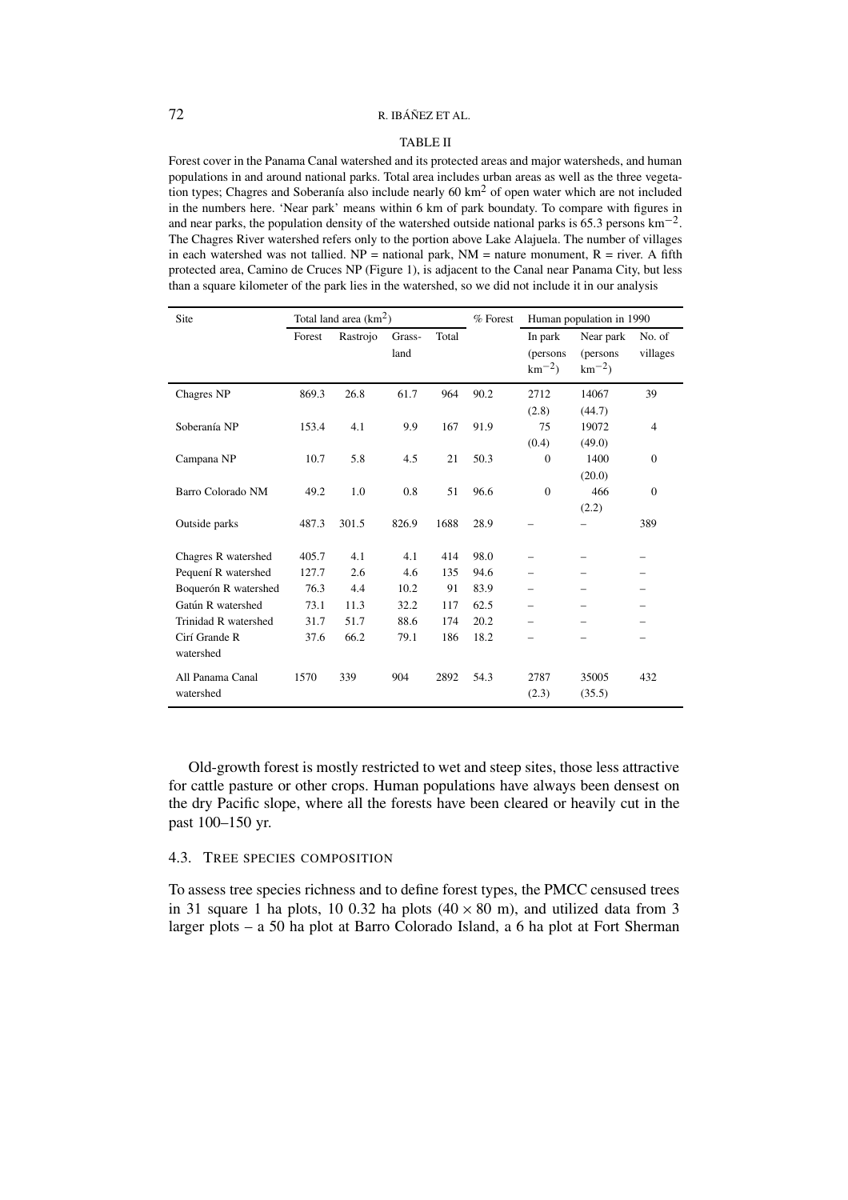TABLE II

Forest cover in the Panama Canal watershed and its protected areas and major watersheds, and human populations in and around national parks. Total area includes urban areas as well as the three vegetation types; Chagres and Soberanía also include nearly 60 $km^2$ of open water which are not included in the numbers here. 'Near park' means within 6 km of park boundaty. To compare with figures in and near parks, the population density of the watershed outside national parks is 65.3 persons $km^{-2}$. The Chagres River watershed refers only to the portion above Lake Alajuela. The number of villages in each watershed was not tallied. NP = national park, NM = nature monument, R = river. A fifth protected area, Camino de Cruces NP (Figure 1), is adjacent to the Canal near Panama City, but less than a square kilometer of the park lies in the watershed, so we did not include it in our analysis

| Site | Total land area ($km^2$) | | | | % Forest | Human population in 1990 | | |
|---|---|---|---|---|---|---|---|---|
| | Forest | Rastrojo | Grassland | Total | | In park (persons $km^{-2}$) | Near park (persons $km^{-2}$) | No. of villages |
| Chagres NP | 869.3 | 26.8 | 61.7 | 964 | 90.2 | 2712 (2.8) | 14067 (44.7) | 39 |
| Soberanía NP | 153.4 | 4.1 | 9.9 | 167 | 91.9 | 75 (0.4) | 19072 (49.0) | 4 |
| Campana NP | 10.7 | 5.8 | 4.5 | 21 | 50.3 | 0 | 1400 (20.0) | 0 |
| Barro Colorado NM | 49.2 | 1.0 | 0.8 | 51 | 96.6 | 0 | 466 (2.2) | 0 |
| Outside parks | 487.3 | 301.5 | 826.9 | 1688 | 28.9 | – | – | 389 |
| Chagres R watershed | 405.7 | 4.1 | 4.1 | 414 | 98.0 | – | – | – |
| Pequení R watershed | 127.7 | 2.6 | 4.6 | 135 | 94.6 | – | – | – |
| Boquerón R watershed | 76.3 | 4.4 | 10.2 | 91 | 83.9 | – | – | – |
| Gatún R watershed | 73.1 | 11.3 | 32.2 | 117 | 62.5 | – | – | – |
| Trinidad R watershed | 31.7 | 51.7 | 88.6 | 174 | 20.2 | – | – | – |
| Cirí Grande R watershed | 37.6 | 66.2 | 79.1 | 186 | 18.2 | – | – | – |
| All Panama Canal watershed | 1570 | 339 | 904 | 2892 | 54.3 | 2787 (2.3) | 35005 (35.5) | 432 |

Old-growth forest is mostly restricted to wet and steep sites, those less attractive for cattle pasture or other crops. Human populations have always been densest on the dry Pacific slope, where all the forests have been cleared or heavily cut in the past 100–150 yr.

### 4.3. Tree species composition

To assess tree species richness and to define forest types, the PMCC censused trees in 31 square 1 ha plots, 10 0.32 ha plots ($40 \times 80$ m), and utilized data from 3 larger plots – a 50 ha plot at Barro Colorado Island, a 6 ha plot at Fort Sherman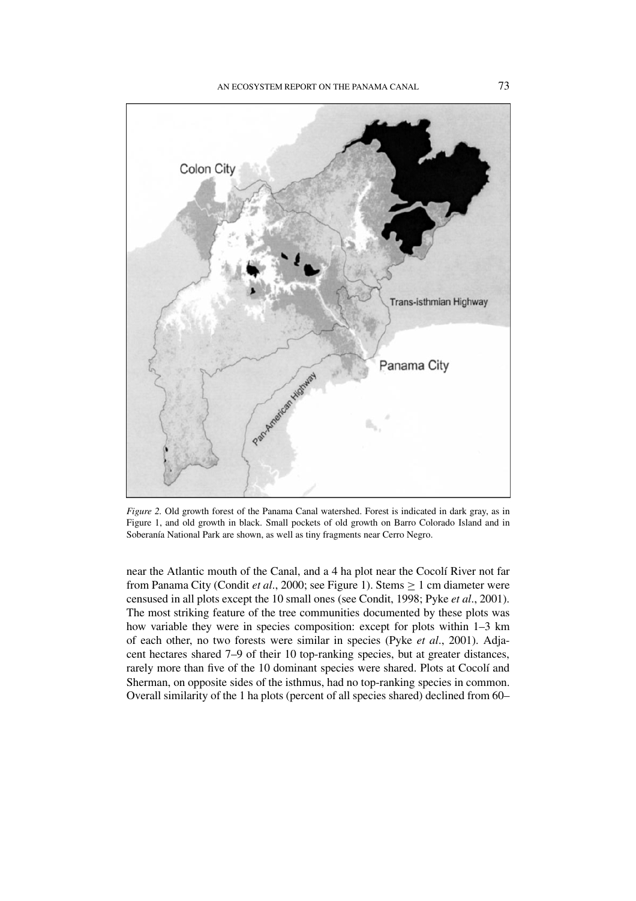*Figure 2.* Old growth forest of the Panama Canal watershed. Forest is indicated in dark gray, as in Figure 1, and old growth in black. Small pockets of old growth on Barro Colorado Island and in Soberanía National Park are shown, as well as tiny fragments near Cerro Negro.

near the Atlantic mouth of the Canal, and a 4 ha plot near the Cocolí River not far from Panama City (Condit *et al*., 2000; see Figure 1). Stems $\geq$ 1 cm diameter were censused in all plots except the 10 small ones (see Condit, 1998; Pyke *et al*., 2001). The most striking feature of the tree communities documented by these plots was how variable they were in species composition: except for plots within 1–3 km of each other, no two forests were similar in species (Pyke *et al*., 2001). Adjacent hectares shared 7–9 of their 10 top-ranking species, but at greater distances, rarely more than five of the 10 dominant species were shared. Plots at Cocolí and Sherman, on opposite sides of the isthmus, had no top-ranking species in common. Overall similarity of the 1 ha plots (percent of all species shared) declined from 60–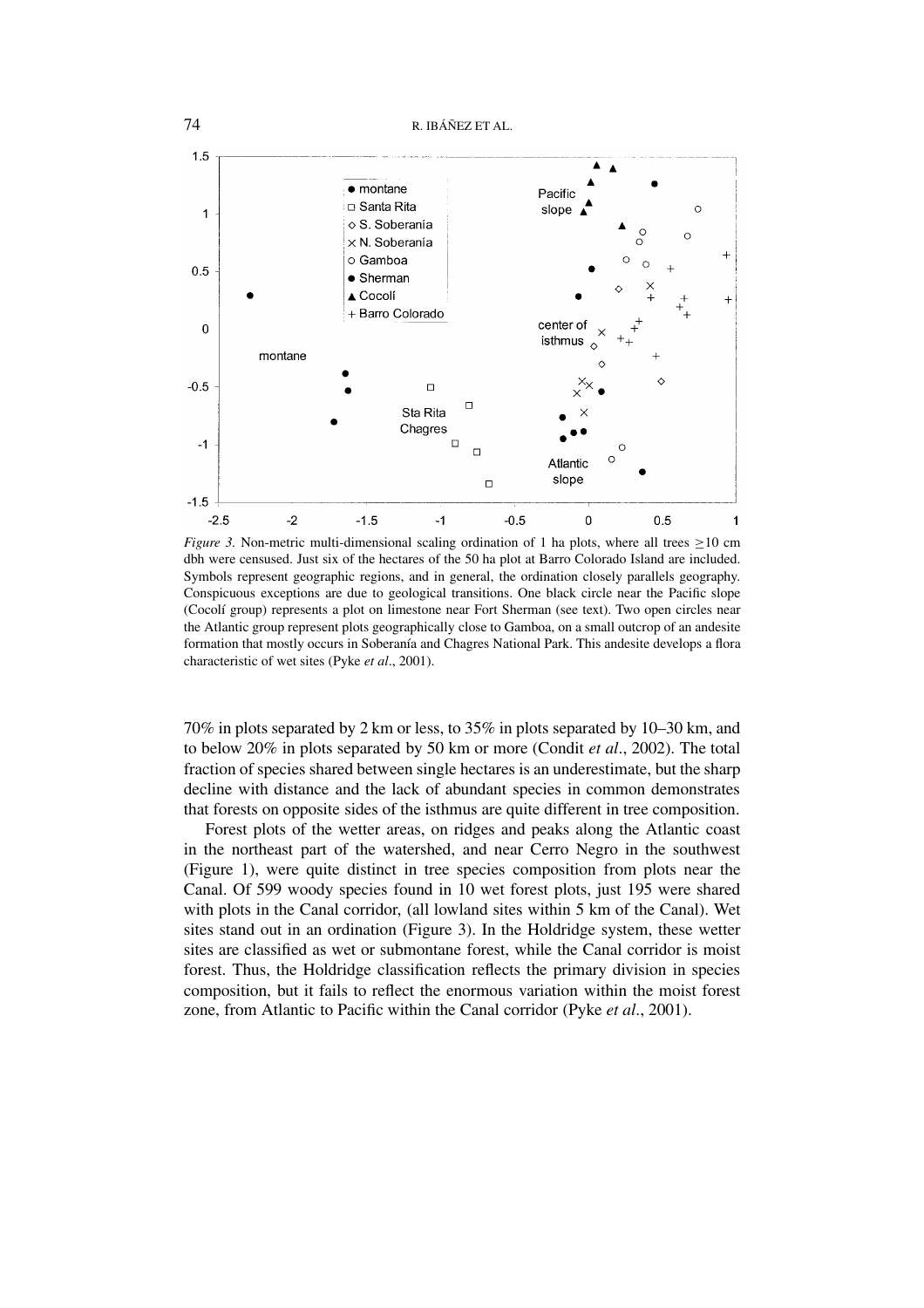*Figure 3.* Non-metric multi-dimensional scaling ordination of 1 ha plots, where all trees ≥10 cm dbh were censused. Just six of the hectares of the 50 ha plot at Barro Colorado Island are included. Symbols represent geographic regions, and in general, the ordination closely parallels geography. Conspicuous exceptions are due to geological transitions. One black circle near the Pacific slope (Cocolí group) represents a plot on limestone near Fort Sherman (see text). Two open circles near the Atlantic group represent plots geographically close to Gamboa, on a small outcrop of an andesite formation that mostly occurs in Soberanía and Chagres National Park. This andesite develops a flora characteristic of wet sites (Pyke *et al*., 2001).

70% in plots separated by 2 km or less, to 35% in plots separated by 10–30 km, and to below 20% in plots separated by 50 km or more (Condit *et al*., 2002). The total fraction of species shared between single hectares is an underestimate, but the sharp decline with distance and the lack of abundant species in common demonstrates that forests on opposite sides of the isthmus are quite different in tree composition.

Forest plots of the wetter areas, on ridges and peaks along the Atlantic coast in the northeast part of the watershed, and near Cerro Negro in the southwest (Figure 1), were quite distinct in tree species composition from plots near the Canal. Of 599 woody species found in 10 wet forest plots, just 195 were shared with plots in the Canal corridor, (all lowland sites within 5 km of the Canal). Wet sites stand out in an ordination (Figure 3). In the Holdridge system, these wetter sites are classified as wet or submontane forest, while the Canal corridor is moist forest. Thus, the Holdridge classification reflects the primary division in species composition, but it fails to reflect the enormous variation within the moist forest zone, from Atlantic to Pacific within the Canal corridor (Pyke *et al*., 2001).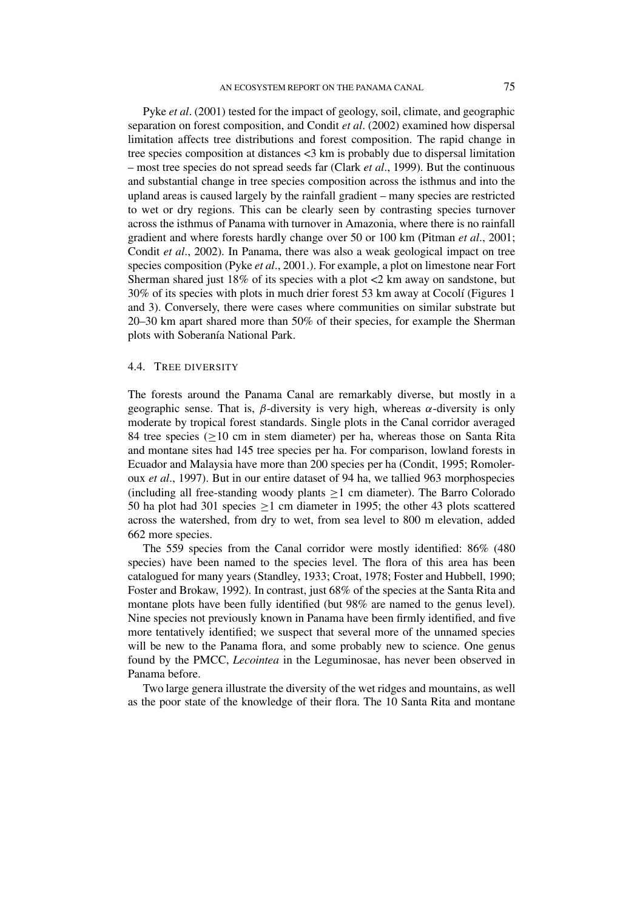Pyke *et al*. (2001) tested for the impact of geology, soil, climate, and geographic separation on forest composition, and Condit *et al*. (2002) examined how dispersal limitation affects tree distributions and forest composition. The rapid change in tree species composition at distances <3 km is probably due to dispersal limitation – most tree species do not spread seeds far (Clark *et al*., 1999). But the continuous and substantial change in tree species composition across the isthmus and into the upland areas is caused largely by the rainfall gradient – many species are restricted to wet or dry regions. This can be clearly seen by contrasting species turnover across the isthmus of Panama with turnover in Amazonia, where there is no rainfall gradient and where forests hardly change over 50 or 100 km (Pitman *et al*., 2001; Condit *et al*., 2002). In Panama, there was also a weak geological impact on tree species composition (Pyke *et al*., 2001.). For example, a plot on limestone near Fort Sherman shared just 18% of its species with a plot <2 km away on sandstone, but 30% of its species with plots in much drier forest 53 km away at Cocolí (Figures 1 and 3). Conversely, there were cases where communities on similar substrate but 20–30 km apart shared more than 50% of their species, for example the Sherman plots with Soberanía National Park.

### 4.4. Tree diversity

The forests around the Panama Canal are remarkably diverse, but mostly in a geographic sense. That is, $\beta$-diversity is very high, whereas $\alpha$-diversity is only moderate by tropical forest standards. Single plots in the Canal corridor averaged 84 tree species ($\geq$10 cm in stem diameter) per ha, whereas those on Santa Rita and montane sites had 145 tree species per ha. For comparison, lowland forests in Ecuador and Malaysia have more than 200 species per ha (Condit, 1995; Romoleroux *et al*., 1997). But in our entire dataset of 94 ha, we tallied 963 morphospecies (including all free-standing woody plants $\geq$1 cm diameter). The Barro Colorado 50 ha plot had 301 species $\geq$1 cm diameter in 1995; the other 43 plots scattered across the watershed, from dry to wet, from sea level to 800 m elevation, added 662 more species.

The 559 species from the Canal corridor were mostly identified: 86% (480 species) have been named to the species level. The flora of this area has been catalogued for many years (Standley, 1933; Croat, 1978; Foster and Hubbell, 1990; Foster and Brokaw, 1992). In contrast, just 68% of the species at the Santa Rita and montane plots have been fully identified (but 98% are named to the genus level). Nine species not previously known in Panama have been firmly identified, and five more tentatively identified; we suspect that several more of the unnamed species will be new to the Panama flora, and some probably new to science. One genus found by the PMCC, *Lecointea* in the Leguminosae, has never been observed in Panama before.

Two large genera illustrate the diversity of the wet ridges and mountains, as well as the poor state of the knowledge of their flora. The 10 Santa Rita and montane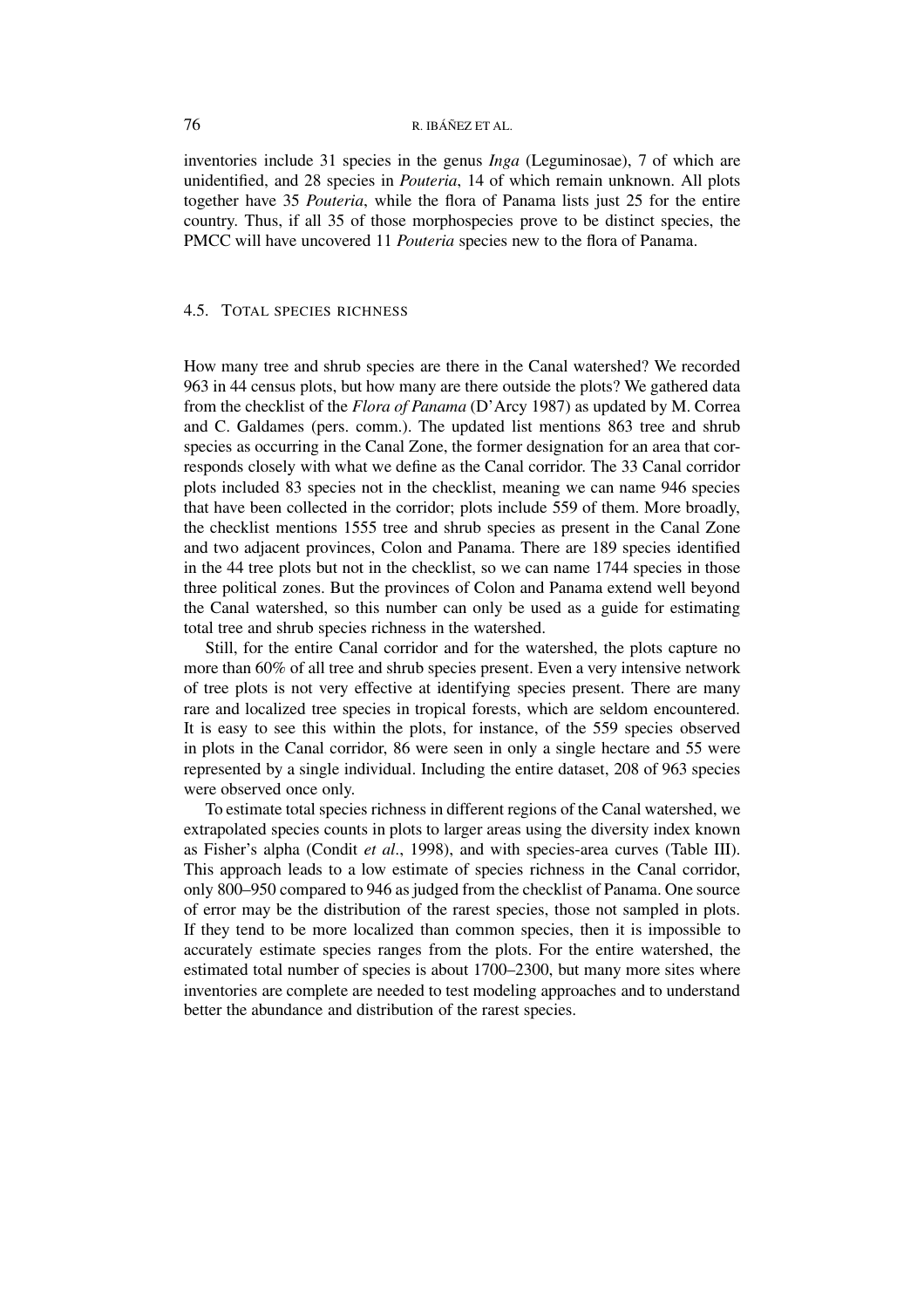inventories include 31 species in the genus *Inga* (Leguminosae), 7 of which are unidentified, and 28 species in *Pouteria*, 14 of which remain unknown. All plots together have 35 *Pouteria*, while the flora of Panama lists just 25 for the entire country. Thus, if all 35 of those morphospecies prove to be distinct species, the PMCC will have uncovered 11 *Pouteria* species new to the flora of Panama.

### 4.5. Total species richness

How many tree and shrub species are there in the Canal watershed? We recorded 963 in 44 census plots, but how many are there outside the plots? We gathered data from the checklist of the *Flora of Panama* (D'Arcy 1987) as updated by M. Correa and C. Galdames (pers. comm.). The updated list mentions 863 tree and shrub species as occurring in the Canal Zone, the former designation for an area that corresponds closely with what we define as the Canal corridor. The 33 Canal corridor plots included 83 species not in the checklist, meaning we can name 946 species that have been collected in the corridor; plots include 559 of them. More broadly, the checklist mentions 1555 tree and shrub species as present in the Canal Zone and two adjacent provinces, Colon and Panama. There are 189 species identified in the 44 tree plots but not in the checklist, so we can name 1744 species in those three political zones. But the provinces of Colon and Panama extend well beyond the Canal watershed, so this number can only be used as a guide for estimating total tree and shrub species richness in the watershed.

Still, for the entire Canal corridor and for the watershed, the plots capture no more than 60% of all tree and shrub species present. Even a very intensive network of tree plots is not very effective at identifying species present. There are many rare and localized tree species in tropical forests, which are seldom encountered. It is easy to see this within the plots, for instance, of the 559 species observed in plots in the Canal corridor, 86 were seen in only a single hectare and 55 were represented by a single individual. Including the entire dataset, 208 of 963 species were observed once only.

To estimate total species richness in different regions of the Canal watershed, we extrapolated species counts in plots to larger areas using the diversity index known as Fisher's alpha (Condit *et al*., 1998), and with species-area curves (Table III). This approach leads to a low estimate of species richness in the Canal corridor, only 800–950 compared to 946 as judged from the checklist of Panama. One source of error may be the distribution of the rarest species, those not sampled in plots. If they tend to be more localized than common species, then it is impossible to accurately estimate species ranges from the plots. For the entire watershed, the estimated total number of species is about 1700–2300, but many more sites where inventories are complete are needed to test modeling approaches and to understand better the abundance and distribution of the rarest species.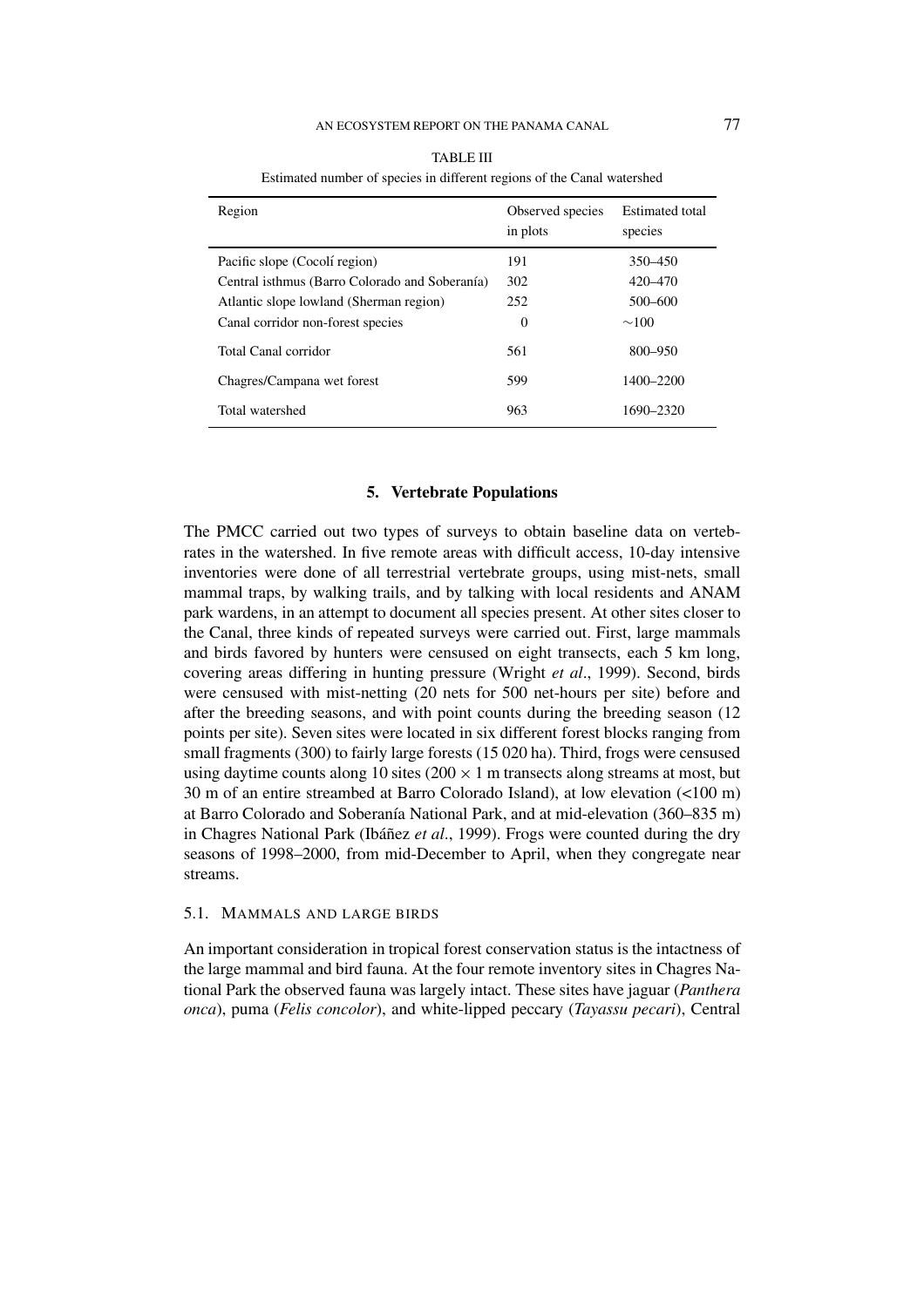TABLE III

Estimated number of species in different regions of the Canal watershed

| Region | Observed species in plots | Estimated total species |
|---|---|---|
| Pacific slope (Cocolí region) | 191 | 350–450 |
| Central isthmus (Barro Colorado and Soberanía) | 302 | 420–470 |
| Atlantic slope lowland (Sherman region) | 252 | 500–600 |
| Canal corridor non-forest species | 0 | ∼100 |
| Total Canal corridor | 561 | 800–950 |
| Chagres/Campana wet forest | 599 | 1400–2200 |
| Total watershed | 963 | 1690–2320 |

## 5. Vertebrate Populations

The PMCC carried out two types of surveys to obtain baseline data on vertebrates in the watershed. In five remote areas with difficult access, 10-day intensive inventories were done of all terrestrial vertebrate groups, using mist-nets, small mammal traps, by walking trails, and by talking with local residents and ANAM park wardens, in an attempt to document all species present. At other sites closer to the Canal, three kinds of repeated surveys were carried out. First, large mammals and birds favored by hunters were censused on eight transects, each 5 km long, covering areas differing in hunting pressure (Wright *et al*., 1999). Second, birds were censused with mist-netting (20 nets for 500 net-hours per site) before and after the breeding seasons, and with point counts during the breeding season (12 points per site). Seven sites were located in six different forest blocks ranging from small fragments (300) to fairly large forests (15 020 ha). Third, frogs were censused using daytime counts along 10 sites ($200 \times 1$ m transects along streams at most, but 30 m of an entire streambed at Barro Colorado Island), at low elevation (<100 m) at Barro Colorado and Soberanía National Park, and at mid-elevation (360–835 m) in Chagres National Park (Ibáñez *et al*., 1999). Frogs were counted during the dry seasons of 1998–2000, from mid-December to April, when they congregate near streams.

### 5.1. Mammals and Large Birds

An important consideration in tropical forest conservation status is the intactness of the large mammal and bird fauna. At the four remote inventory sites in Chagres National Park the observed fauna was largely intact. These sites have jaguar (*Panthera onca*), puma (*Felis concolor*), and white-lipped peccary (*Tayassu pecari*), Central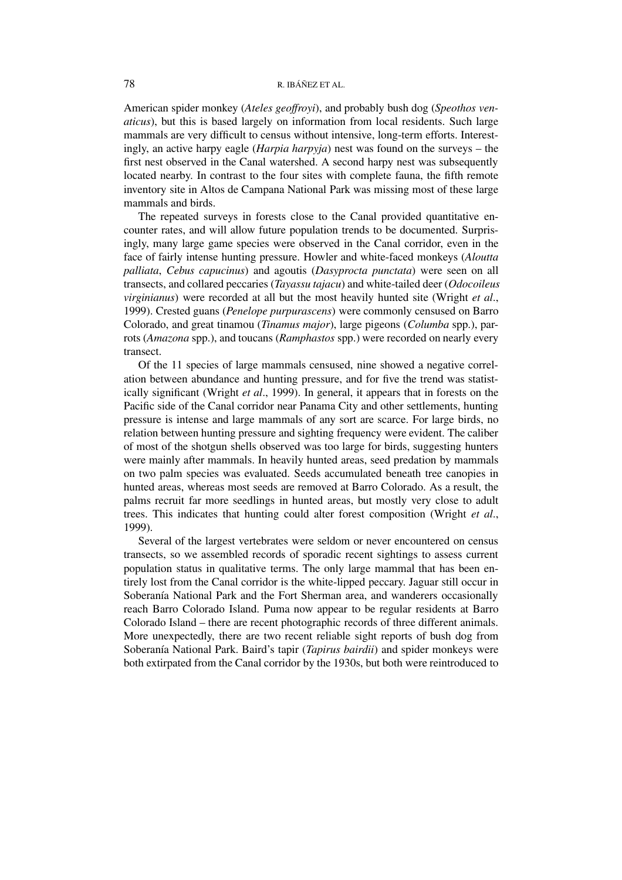American spider monkey (*Ateles geoffroyi*), and probably bush dog (*Speothos venaticus*), but this is based largely on information from local residents. Such large mammals are very difficult to census without intensive, long-term efforts. Interestingly, an active harpy eagle (*Harpia harpyja*) nest was found on the surveys – the first nest observed in the Canal watershed. A second harpy nest was subsequently located nearby. In contrast to the four sites with complete fauna, the fifth remote inventory site in Altos de Campana National Park was missing most of these large mammals and birds.

The repeated surveys in forests close to the Canal provided quantitative encounter rates, and will allow future population trends to be documented. Surprisingly, many large game species were observed in the Canal corridor, even in the face of fairly intense hunting pressure. Howler and white-faced monkeys (*Aloutta palliata*, *Cebus capucinus*) and agoutis (*Dasyprocta punctata*) were seen on all transects, and collared peccaries (*Tayassu tajacu*) and white-tailed deer (*Odocoileus virginianus*) were recorded at all but the most heavily hunted site (Wright *et al*., 1999). Crested guans (*Penelope purpurascens*) were commonly censused on Barro Colorado, and great tinamou (*Tinamus major*), large pigeons (*Columba* spp.), parrots (*Amazona* spp.), and toucans (*Ramphastos* spp.) were recorded on nearly every transect.

Of the 11 species of large mammals censused, nine showed a negative correlation between abundance and hunting pressure, and for five the trend was statistically significant (Wright *et al*., 1999). In general, it appears that in forests on the Pacific side of the Canal corridor near Panama City and other settlements, hunting pressure is intense and large mammals of any sort are scarce. For large birds, no relation between hunting pressure and sighting frequency were evident. The caliber of most of the shotgun shells observed was too large for birds, suggesting hunters were mainly after mammals. In heavily hunted areas, seed predation by mammals on two palm species was evaluated. Seeds accumulated beneath tree canopies in hunted areas, whereas most seeds are removed at Barro Colorado. As a result, the palms recruit far more seedlings in hunted areas, but mostly very close to adult trees. This indicates that hunting could alter forest composition (Wright *et al*., 1999).

Several of the largest vertebrates were seldom or never encountered on census transects, so we assembled records of sporadic recent sightings to assess current population status in qualitative terms. The only large mammal that has been entirely lost from the Canal corridor is the white-lipped peccary. Jaguar still occur in Soberanía National Park and the Fort Sherman area, and wanderers occasionally reach Barro Colorado Island. Puma now appear to be regular residents at Barro Colorado Island – there are recent photographic records of three different animals. More unexpectedly, there are two recent reliable sight reports of bush dog from Soberanía National Park. Baird's tapir (*Tapirus bairdii*) and spider monkeys were both extirpated from the Canal corridor by the 1930s, but both were reintroduced to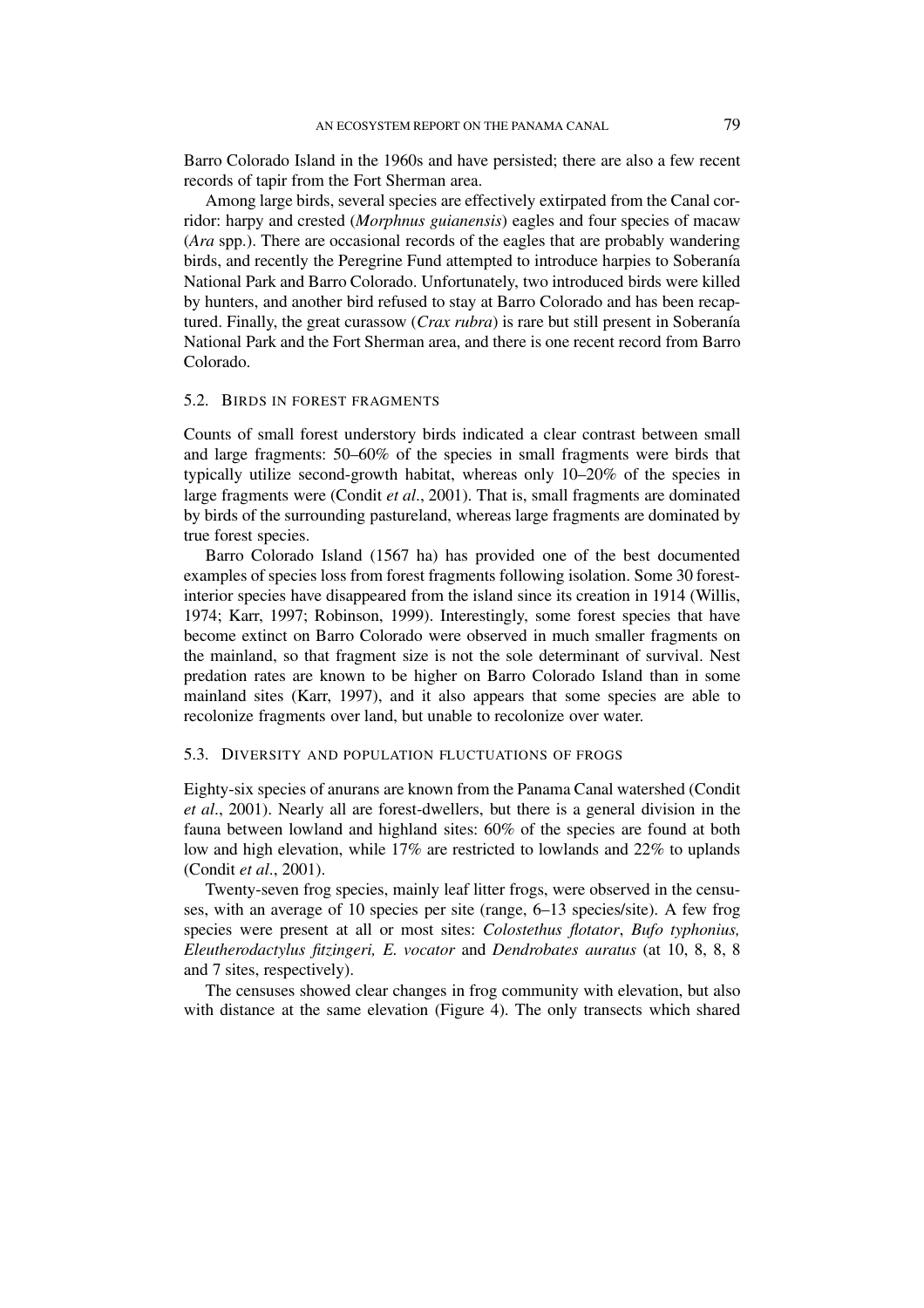Barro Colorado Island in the 1960s and have persisted; there are also a few recent records of tapir from the Fort Sherman area.

Among large birds, several species are effectively extirpated from the Canal corridor: harpy and crested (*Morphnus guianensis*) eagles and four species of macaw (*Ara* spp.). There are occasional records of the eagles that are probably wandering birds, and recently the Peregrine Fund attempted to introduce harpies to Soberanía National Park and Barro Colorado. Unfortunately, two introduced birds were killed by hunters, and another bird refused to stay at Barro Colorado and has been recaptured. Finally, the great curassow (*Crax rubra*) is rare but still present in Soberanía National Park and the Fort Sherman area, and there is one recent record from Barro Colorado.

### 5.2. Birds in forest fragments

Counts of small forest understory birds indicated a clear contrast between small and large fragments: 50–60% of the species in small fragments were birds that typically utilize second-growth habitat, whereas only 10–20% of the species in large fragments were (Condit *et al*., 2001). That is, small fragments are dominated by birds of the surrounding pastureland, whereas large fragments are dominated by true forest species.

Barro Colorado Island (1567 ha) has provided one of the best documented examples of species loss from forest fragments following isolation. Some 30 forest-interior species have disappeared from the island since its creation in 1914 (Willis, 1974; Karr, 1997; Robinson, 1999). Interestingly, some forest species that have become extinct on Barro Colorado were observed in much smaller fragments on the mainland, so that fragment size is not the sole determinant of survival. Nest predation rates are known to be higher on Barro Colorado Island than in some mainland sites (Karr, 1997), and it also appears that some species are able to recolonize fragments over land, but unable to recolonize over water.

### 5.3. Diversity and population fluctuations of frogs

Eighty-six species of anurans are known from the Panama Canal watershed (Condit *et al*., 2001). Nearly all are forest-dwellers, but there is a general division in the fauna between lowland and highland sites: 60% of the species are found at both low and high elevation, while 17% are restricted to lowlands and 22% to uplands (Condit *et al*., 2001).

Twenty-seven frog species, mainly leaf litter frogs, were observed in the censuses, with an average of 10 species per site (range, 6–13 species/site). A few frog species were present at all or most sites: *Colostethus flotator*, *Bufo typhonius, Eleutherodactylus fitzingeri, E. vocator* and *Dendrobates auratus* (at 10, 8, 8, 8 and 7 sites, respectively).

The censuses showed clear changes in frog community with elevation, but also with distance at the same elevation (Figure 4). The only transects which shared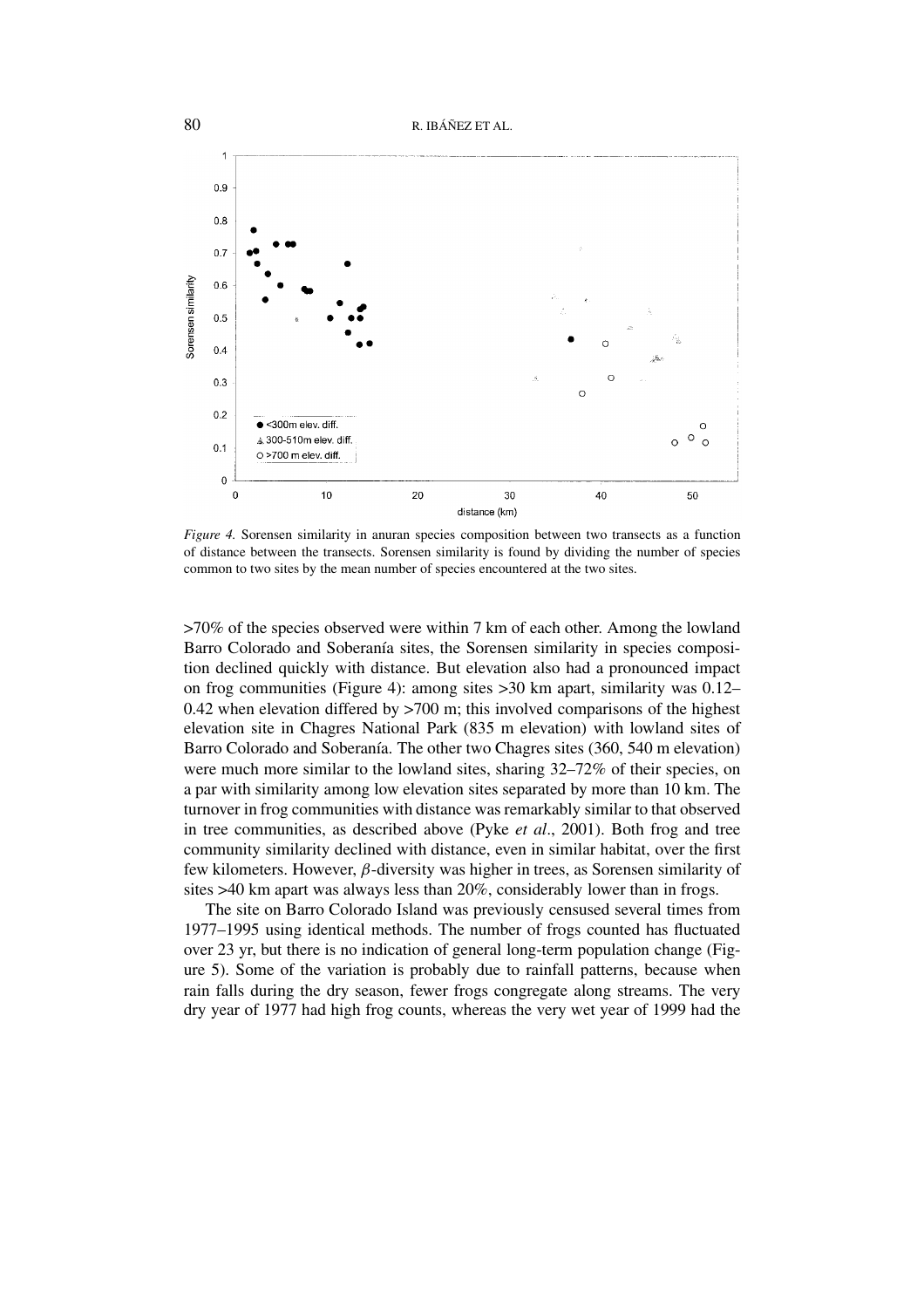*Figure 4.* Sorensen similarity in anuran species composition between two transects as a function of distance between the transects. Sorensen similarity is found by dividing the number of species common to two sites by the mean number of species encountered at the two sites.

>70% of the species observed were within 7 km of each other. Among the lowland Barro Colorado and Soberanía sites, the Sorensen similarity in species composition declined quickly with distance. But elevation also had a pronounced impact on frog communities (Figure 4): among sites >30 km apart, similarity was 0.12–0.42 when elevation differed by >700 m; this involved comparisons of the highest elevation site in Chagres National Park (835 m elevation) with lowland sites of Barro Colorado and Soberanía. The other two Chagres sites (360, 540 m elevation) were much more similar to the lowland sites, sharing 32–72% of their species, on a par with similarity among low elevation sites separated by more than 10 km. The turnover in frog communities with distance was remarkably similar to that observed in tree communities, as described above (Pyke *et al*., 2001). Both frog and tree community similarity declined with distance, even in similar habitat, over the first few kilometers. However, $\beta$-diversity was higher in trees, as Sorensen similarity of sites >40 km apart was always less than 20%, considerably lower than in frogs.

The site on Barro Colorado Island was previously censused several times from 1977–1995 using identical methods. The number of frogs counted has fluctuated over 23 yr, but there is no indication of general long-term population change (Figure 5). Some of the variation is probably due to rainfall patterns, because when rain falls during the dry season, fewer frogs congregate along streams. The very dry year of 1977 had high frog counts, whereas the very wet year of 1999 had the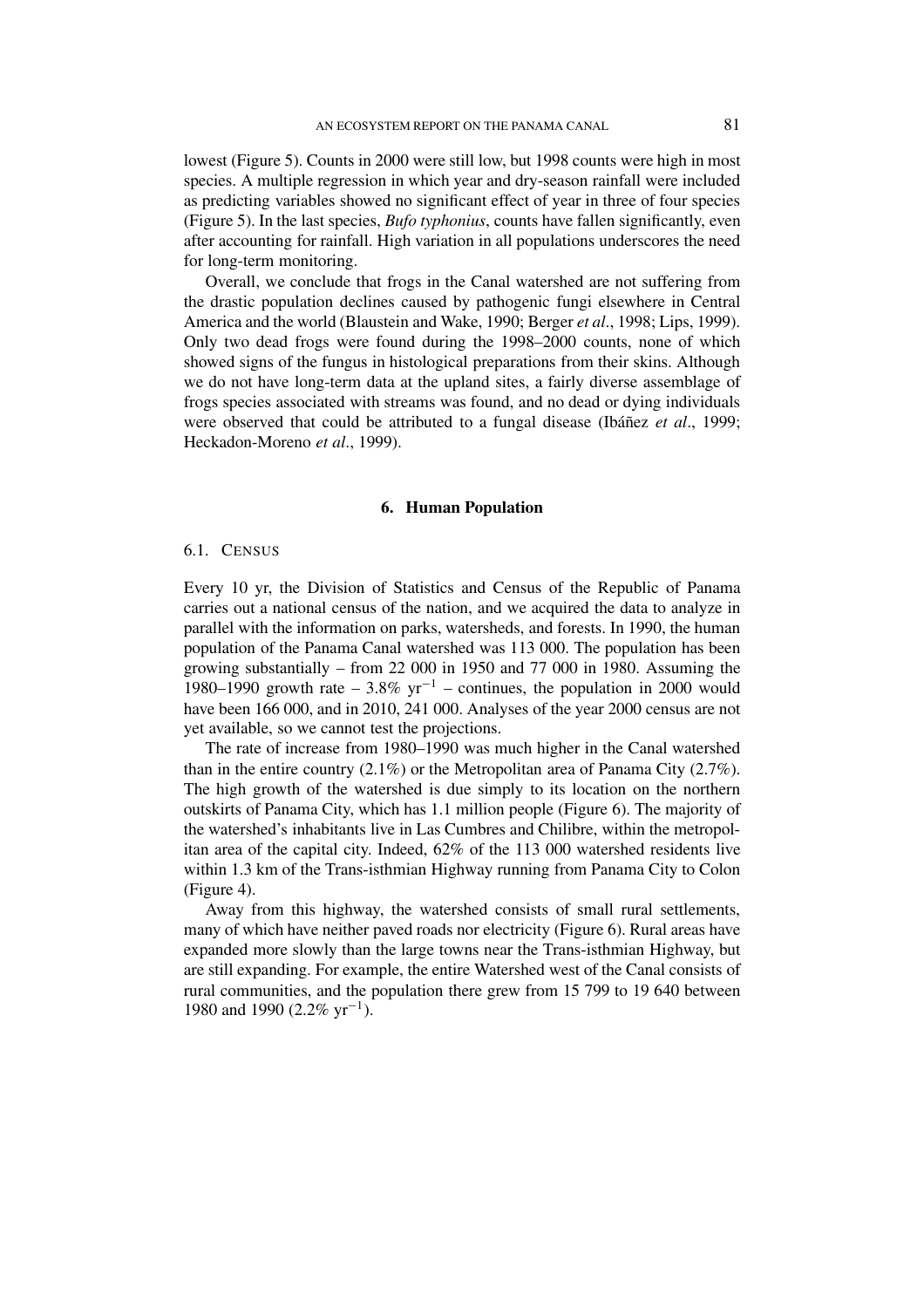lowest (Figure 5). Counts in 2000 were still low, but 1998 counts were high in most species. A multiple regression in which year and dry-season rainfall were included as predicting variables showed no significant effect of year in three of four species (Figure 5). In the last species, *Bufo typhonius*, counts have fallen significantly, even after accounting for rainfall. High variation in all populations underscores the need for long-term monitoring.

Overall, we conclude that frogs in the Canal watershed are not suffering from the drastic population declines caused by pathogenic fungi elsewhere in Central America and the world (Blaustein and Wake, 1990; Berger *et al*., 1998; Lips, 1999). Only two dead frogs were found during the 1998–2000 counts, none of which showed signs of the fungus in histological preparations from their skins. Although we do not have long-term data at the upland sites, a fairly diverse assemblage of frogs species associated with streams was found, and no dead or dying individuals were observed that could be attributed to a fungal disease (Ibáñez *et al*., 1999; Heckadon-Moreno *et al*., 1999).

## 6. Human Population

### 6.1. Census

Every 10 yr, the Division of Statistics and Census of the Republic of Panama carries out a national census of the nation, and we acquired the data to analyze in parallel with the information on parks, watersheds, and forests. In 1990, the human population of the Panama Canal watershed was 113 000. The population has been growing substantially – from 22 000 in 1950 and 77 000 in 1980. Assuming the 1980–1990 growth rate – 3.8% $yr^{-1}$ – continues, the population in 2000 would have been 166 000, and in 2010, 241 000. Analyses of the year 2000 census are not yet available, so we cannot test the projections.

The rate of increase from 1980–1990 was much higher in the Canal watershed than in the entire country (2.1%) or the Metropolitan area of Panama City (2.7%). The high growth of the watershed is due simply to its location on the northern outskirts of Panama City, which has 1.1 million people (Figure 6). The majority of the watershed's inhabitants live in Las Cumbres and Chilibre, within the metropolitan area of the capital city. Indeed, 62% of the 113 000 watershed residents live within 1.3 km of the Trans-isthmian Highway running from Panama City to Colon (Figure 4).

Away from this highway, the watershed consists of small rural settlements, many of which have neither paved roads nor electricity (Figure 6). Rural areas have expanded more slowly than the large towns near the Trans-isthmian Highway, but are still expanding. For example, the entire Watershed west of the Canal consists of rural communities, and the population there grew from 15 799 to 19 640 between 1980 and 1990 (2.2% $yr^{-1}$).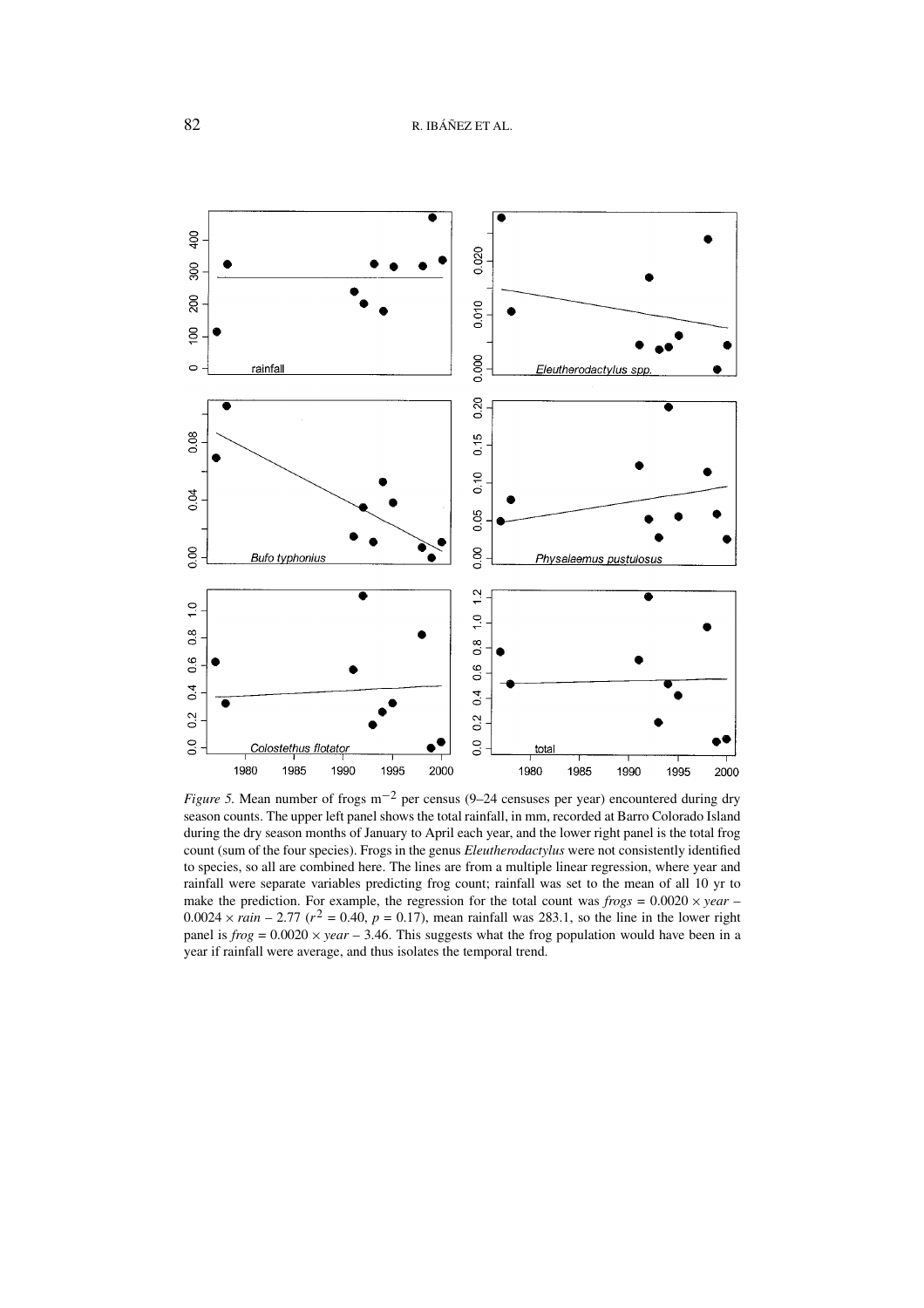*Figure 5.* Mean number of frogs $m^{-2}$ per census (9–24 censuses per year) encountered during dry season counts. The upper left panel shows the total rainfall, in mm, recorded at Barro Colorado Island during the dry season months of January to April each year, and the lower right panel is the total frog count (sum of the four species). Frogs in the genus *Eleutherodactylus* were not consistently identified to species, so all are combined here. The lines are from a multiple linear regression, where year and rainfall were separate variables predicting frog count; rainfall was set to the mean of all 10 yr to make the prediction. For example, the regression for the total count was $frogs = 0.0020 \times year - 0.0024 \times rain - 2.77$ ($r^2 = 0.40$, $p = 0.17$), mean rainfall was 283.1, so the line in the lower right panel is $frog = 0.0020 \times year - 3.46$. This suggests what the frog population would have been in a year if rainfall were average, and thus isolates the temporal trend.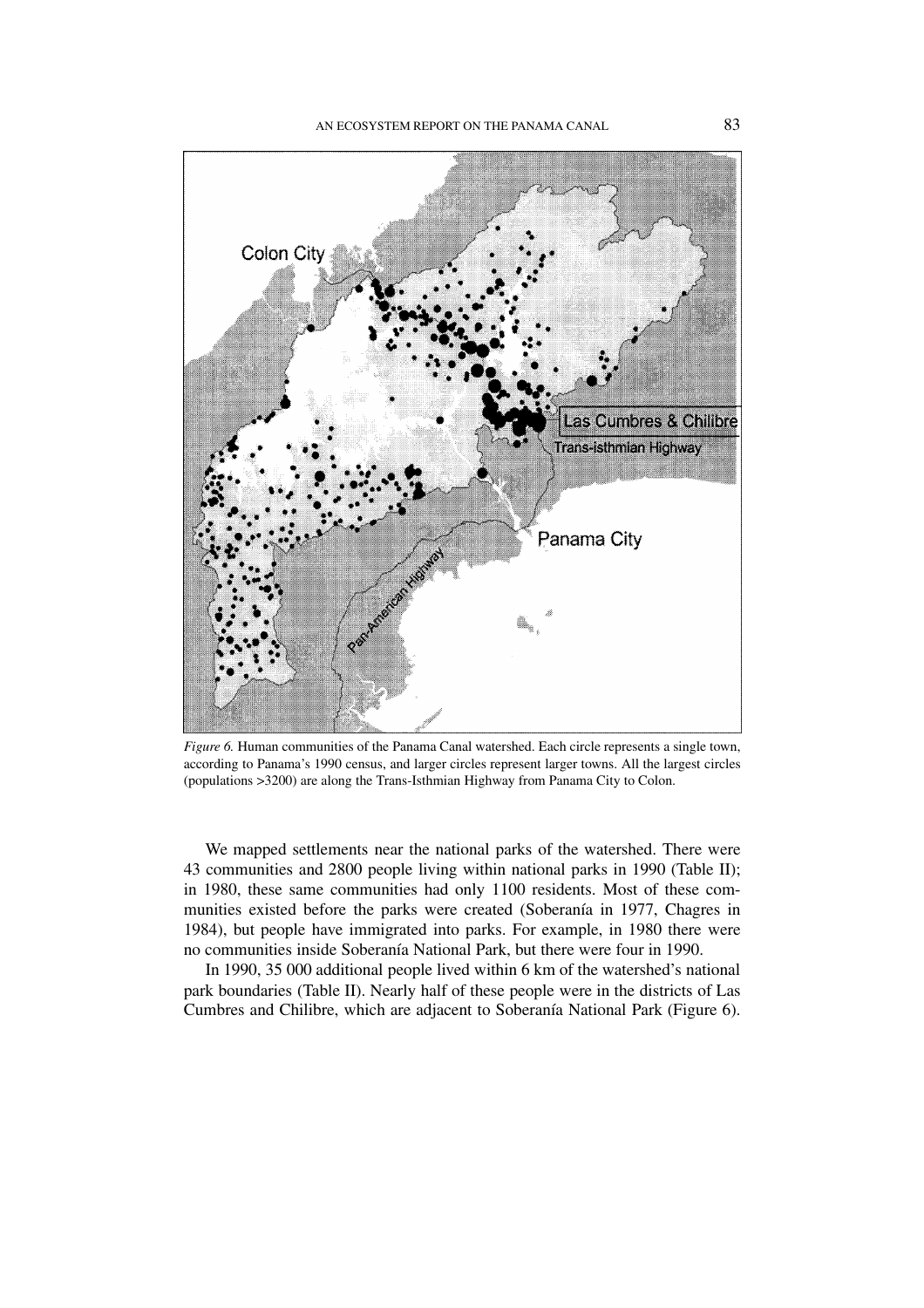*Figure 6.* Human communities of the Panama Canal watershed. Each circle represents a single town, according to Panama's 1990 census, and larger circles represent larger towns. All the largest circles (populations >3200) are along the Trans-Isthmian Highway from Panama City to Colon.

We mapped settlements near the national parks of the watershed. There were 43 communities and 2800 people living within national parks in 1990 (Table II); in 1980, these same communities had only 1100 residents. Most of these communities existed before the parks were created (Soberanía in 1977, Chagres in 1984), but people have immigrated into parks. For example, in 1980 there were no communities inside Soberanía National Park, but there were four in 1990.

In 1990, 35 000 additional people lived within 6 km of the watershed's national park boundaries (Table II). Nearly half of these people were in the districts of Las Cumbres and Chilibre, which are adjacent to Soberanía National Park (Figure 6).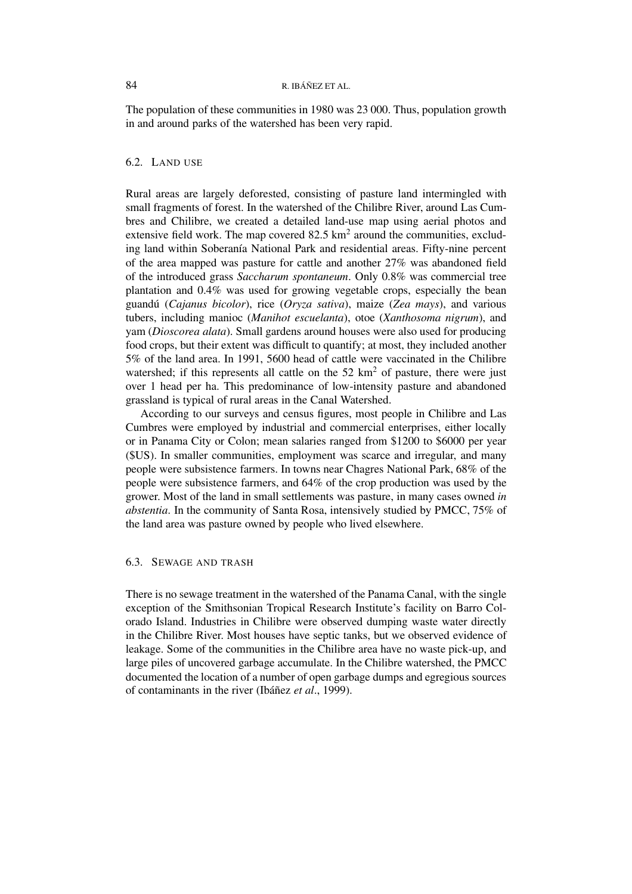The population of these communities in 1980 was 23 000. Thus, population growth in and around parks of the watershed has been very rapid.

### 6.2. Land use

Rural areas are largely deforested, consisting of pasture land intermingled with small fragments of forest. In the watershed of the Chilibre River, around Las Cumbres and Chilibre, we created a detailed land-use map using aerial photos and extensive field work. The map covered 82.5 $km^2$ around the communities, excluding land within Soberanía National Park and residential areas. Fifty-nine percent of the area mapped was pasture for cattle and another 27% was abandoned field of the introduced grass *Saccharum spontaneum*. Only 0.8% was commercial tree plantation and 0.4% was used for growing vegetable crops, especially the bean guandú (*Cajanus bicolor*), rice (*Oryza sativa*), maize (*Zea mays*), and various tubers, including manioc (*Manihot escuelanta*), otoe (*Xanthosoma nigrum*), and yam (*Dioscorea alata*). Small gardens around houses were also used for producing food crops, but their extent was difficult to quantify; at most, they included another 5% of the land area. In 1991, 5600 head of cattle were vaccinated in the Chilibre watershed; if this represents all cattle on the 52 $km^2$ of pasture, there were just over 1 head per ha. This predominance of low-intensity pasture and abandoned grassland is typical of rural areas in the Canal Watershed.

According to our surveys and census figures, most people in Chilibre and Las Cumbres were employed by industrial and commercial enterprises, either locally or in Panama City or Colon; mean salaries ranged from \$1200 to \$6000 per year (\$US). In smaller communities, employment was scarce and irregular, and many people were subsistence farmers. In towns near Chagres National Park, 68% of the people were subsistence farmers, and 64% of the crop production was used by the grower. Most of the land in small settlements was pasture, in many cases owned *in abstentia*. In the community of Santa Rosa, intensively studied by PMCC, 75% of the land area was pasture owned by people who lived elsewhere.

### 6.3. Sewage and trash

There is no sewage treatment in the watershed of the Panama Canal, with the single exception of the Smithsonian Tropical Research Institute's facility on Barro Colorado Island. Industries in Chilibre were observed dumping waste water directly in the Chilibre River. Most houses have septic tanks, but we observed evidence of leakage. Some of the communities in the Chilibre area have no waste pick-up, and large piles of uncovered garbage accumulate. In the Chilibre watershed, the PMCC documented the location of a number of open garbage dumps and egregious sources of contaminants in the river (Ibáñez *et al*., 1999).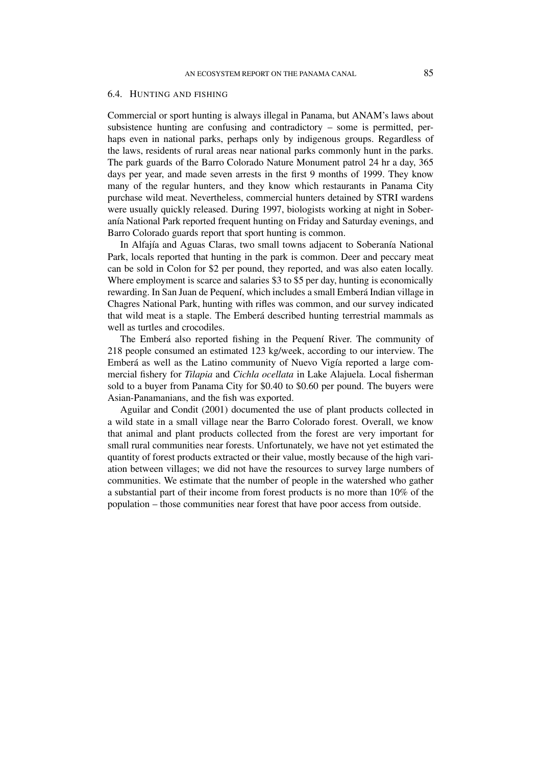### 6.4. Hunting and fishing

Commercial or sport hunting is always illegal in Panama, but ANAM's laws about subsistence hunting are confusing and contradictory – some is permitted, perhaps even in national parks, perhaps only by indigenous groups. Regardless of the laws, residents of rural areas near national parks commonly hunt in the parks. The park guards of the Barro Colorado Nature Monument patrol 24 hr a day, 365 days per year, and made seven arrests in the first 9 months of 1999. They know many of the regular hunters, and they know which restaurants in Panama City purchase wild meat. Nevertheless, commercial hunters detained by STRI wardens were usually quickly released. During 1997, biologists working at night in Soberanía National Park reported frequent hunting on Friday and Saturday evenings, and Barro Colorado guards report that sport hunting is common.

In Alfajía and Aguas Claras, two small towns adjacent to Soberanía National Park, locals reported that hunting in the park is common. Deer and peccary meat can be sold in Colon for \$2 per pound, they reported, and was also eaten locally. Where employment is scarce and salaries \$3 to \$5 per day, hunting is economically rewarding. In San Juan de Pequení, which includes a small Emberá Indian village in Chagres National Park, hunting with rifles was common, and our survey indicated that wild meat is a staple. The Emberá described hunting terrestrial mammals as well as turtles and crocodiles.

The Emberá also reported fishing in the Pequení River. The community of 218 people consumed an estimated 123 kg/week, according to our interview. The Emberá as well as the Latino community of Nuevo Vigía reported a large commercial fishery for *Tilapia* and *Cichla ocellata* in Lake Alajuela. Local fisherman sold to a buyer from Panama City for \$0.40 to \$0.60 per pound. The buyers were Asian-Panamanians, and the fish was exported.

Aguilar and Condit (2001) documented the use of plant products collected in a wild state in a small village near the Barro Colorado forest. Overall, we know that animal and plant products collected from the forest are very important for small rural communities near forests. Unfortunately, we have not yet estimated the quantity of forest products extracted or their value, mostly because of the high variation between villages; we did not have the resources to survey large numbers of communities. We estimate that the number of people in the watershed who gather a substantial part of their income from forest products is no more than 10% of the population – those communities near forest that have poor access from outside.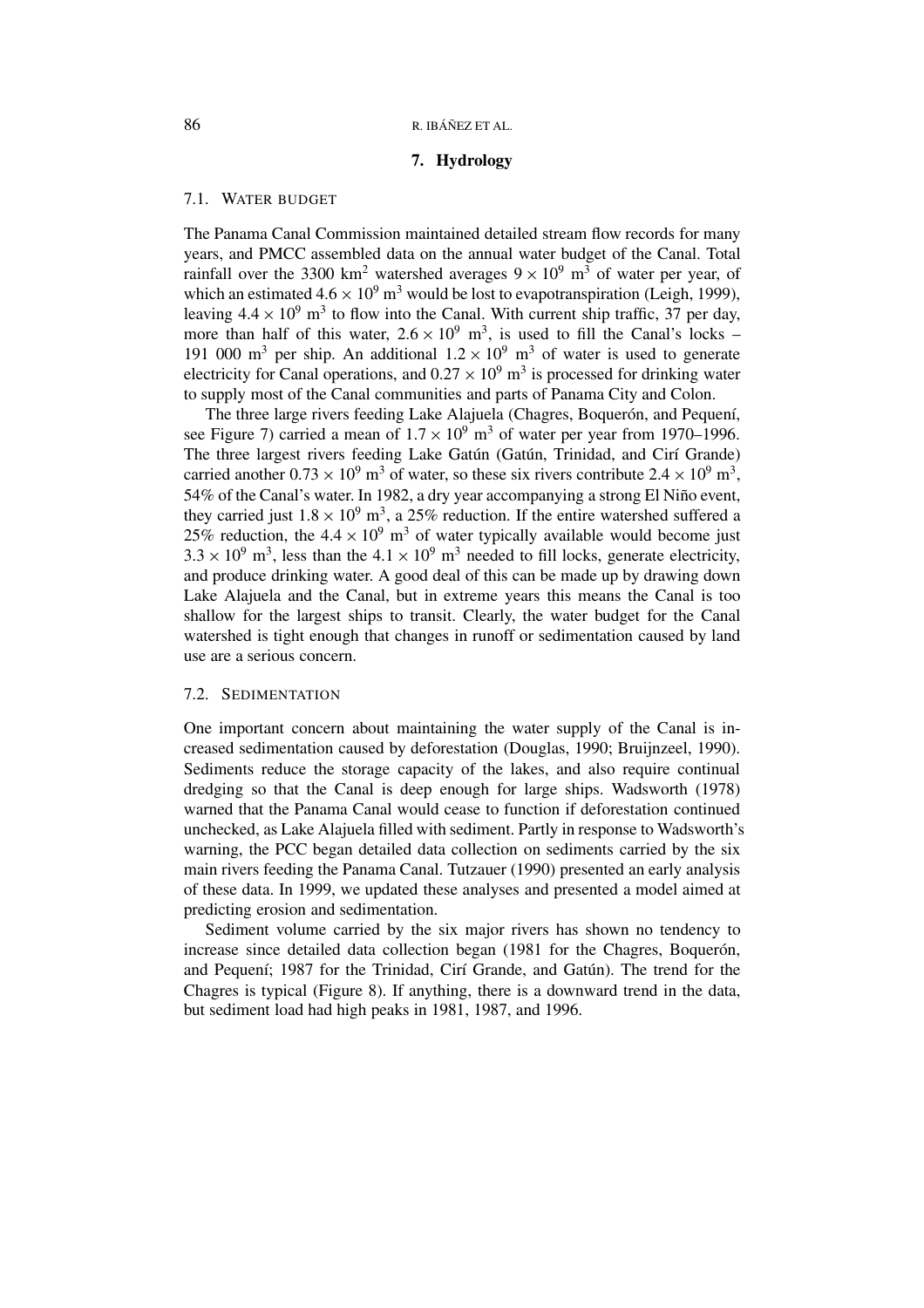## 7. Hydrology

### 7.1. Water Budget

The Panama Canal Commission maintained detailed stream flow records for many years, and PMCC assembled data on the annual water budget of the Canal. Total rainfall over the 3300 $km^2$ watershed averages $9 \times 10^9$ $m^3$ of water per year, of which an estimated $4.6 \times 10^9$ $m^3$ would be lost to evapotranspiration (Leigh, 1999), leaving $4.4 \times 10^9$ $m^3$ to flow into the Canal. With current ship traffic, 37 per day, more than half of this water, $2.6 \times 10^9$ $m^3$, is used to fill the Canal's locks – 191 000 $m^3$ per ship. An additional $1.2 \times 10^9$ $m^3$ of water is used to generate electricity for Canal operations, and $0.27 \times 10^9$ $m^3$ is processed for drinking water to supply most of the Canal communities and parts of Panama City and Colon.

The three large rivers feeding Lake Alajuela (Chagres, Boquerón, and Pequení, see Figure 7) carried a mean of $1.7 \times 10^9$ $m^3$ of water per year from 1970–1996. The three largest rivers feeding Lake Gatún (Gatún, Trinidad, and Cirí Grande) carried another $0.73 \times 10^9$ $m^3$ of water, so these six rivers contribute $2.4 \times 10^9$ $m^3$, 54% of the Canal's water. In 1982, a dry year accompanying a strong El Niño event, they carried just $1.8 \times 10^9$ $m^3$, a 25% reduction. If the entire watershed suffered a 25% reduction, the $4.4 \times 10^9$ $m^3$ of water typically available would become just $3.3 \times 10^9$ $m^3$, less than the $4.1 \times 10^9$ $m^3$ needed to fill locks, generate electricity, and produce drinking water. A good deal of this can be made up by drawing down Lake Alajuela and the Canal, but in extreme years this means the Canal is too shallow for the largest ships to transit. Clearly, the water budget for the Canal watershed is tight enough that changes in runoff or sedimentation caused by land use are a serious concern.

### 7.2. Sedimentation

One important concern about maintaining the water supply of the Canal is increased sedimentation caused by deforestation (Douglas, 1990; Bruijnzeel, 1990). Sediments reduce the storage capacity of the lakes, and also require continual dredging so that the Canal is deep enough for large ships. Wadsworth (1978) warned that the Panama Canal would cease to function if deforestation continued unchecked, as Lake Alajuela filled with sediment. Partly in response to Wadsworth's warning, the PCC began detailed data collection on sediments carried by the six main rivers feeding the Panama Canal. Tutzauer (1990) presented an early analysis of these data. In 1999, we updated these analyses and presented a model aimed at predicting erosion and sedimentation.

Sediment volume carried by the six major rivers has shown no tendency to increase since detailed data collection began (1981 for the Chagres, Boquerón, and Pequení; 1987 for the Trinidad, Cirí Grande, and Gatún). The trend for the Chagres is typical (Figure 8). If anything, there is a downward trend in the data, but sediment load had high peaks in 1981, 1987, and 1996.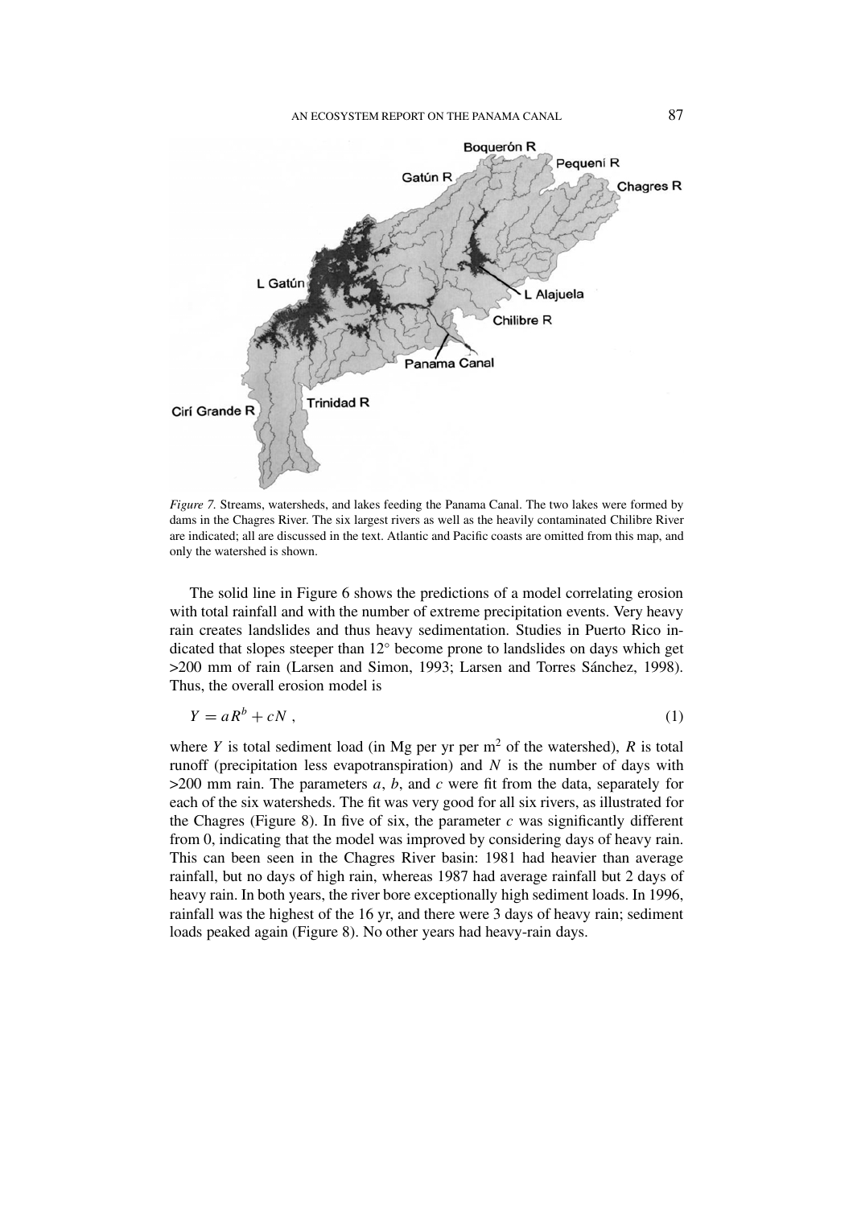*Figure 7.* Streams, watersheds, and lakes feeding the Panama Canal. The two lakes were formed by dams in the Chagres River. The six largest rivers as well as the heavily contaminated Chilibre River are indicated; all are discussed in the text. Atlantic and Pacific coasts are omitted from this map, and only the watershed is shown.

The solid line in Figure 6 shows the predictions of a model correlating erosion with total rainfall and with the number of extreme precipitation events. Very heavy rain creates landslides and thus heavy sedimentation. Studies in Puerto Rico indicated that slopes steeper than 12° become prone to landslides on days which get >200 mm of rain (Larsen and Simon, 1993; Larsen and Torres Sánchez, 1998). Thus, the overall erosion model is

$$Y = aR^b + cN \,, \tag{1}$$

where $Y$ is total sediment load (in Mg per yr per m$^2$ of the watershed), $R$ is total runoff (precipitation less evapotranspiration) and $N$ is the number of days with >200 mm rain. The parameters $a$, $b$, and $c$ were fit from the data, separately for each of the six watersheds. The fit was very good for all six rivers, as illustrated for the Chagres (Figure 8). In five of six, the parameter $c$ was significantly different from 0, indicating that the model was improved by considering days of heavy rain. This can been seen in the Chagres River basin: 1981 had heavier than average rainfall, but no days of high rain, whereas 1987 had average rainfall but 2 days of heavy rain. In both years, the river bore exceptionally high sediment loads. In 1996, rainfall was the highest of the 16 yr, and there were 3 days of heavy rain; sediment loads peaked again (Figure 8). No other years had heavy-rain days.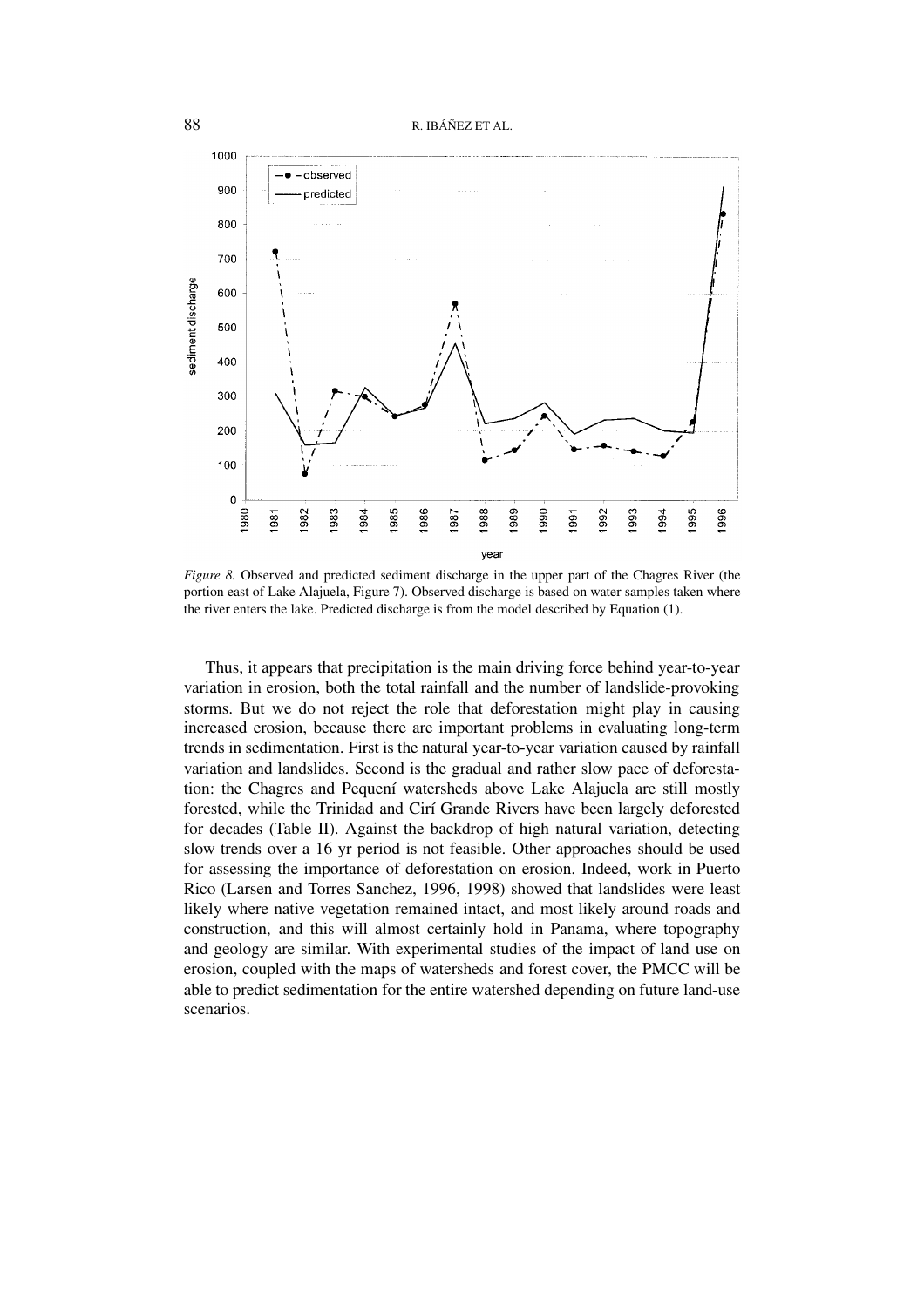*Figure 8.* Observed and predicted sediment discharge in the upper part of the Chagres River (the portion east of Lake Alajuela, Figure 7). Observed discharge is based on water samples taken where the river enters the lake. Predicted discharge is from the model described by Equation (1).

Thus, it appears that precipitation is the main driving force behind year-to-year variation in erosion, both the total rainfall and the number of landslide-provoking storms. But we do not reject the role that deforestation might play in causing increased erosion, because there are important problems in evaluating long-term trends in sedimentation. First is the natural year-to-year variation caused by rainfall variation and landslides. Second is the gradual and rather slow pace of deforestation: the Chagres and Pequení watersheds above Lake Alajuela are still mostly forested, while the Trinidad and Cirí Grande Rivers have been largely deforested for decades (Table II). Against the backdrop of high natural variation, detecting slow trends over a 16 yr period is not feasible. Other approaches should be used for assessing the importance of deforestation on erosion. Indeed, work in Puerto Rico (Larsen and Torres Sanchez, 1996, 1998) showed that landslides were least likely where native vegetation remained intact, and most likely around roads and construction, and this will almost certainly hold in Panama, where topography and geology are similar. With experimental studies of the impact of land use on erosion, coupled with the maps of watersheds and forest cover, the PMCC will be able to predict sedimentation for the entire watershed depending on future land-use scenarios.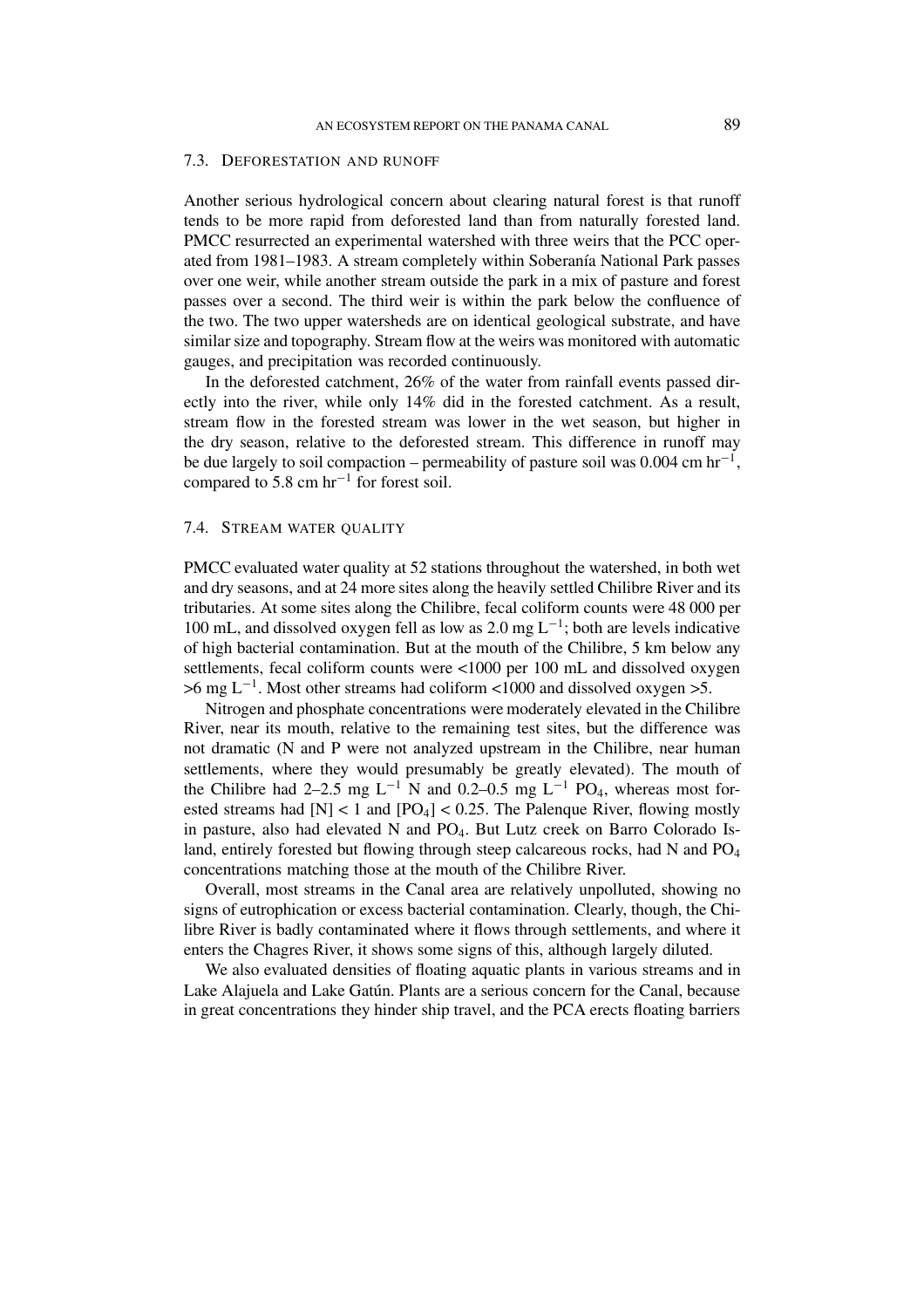### 7.3. Deforestation and runoff

Another serious hydrological concern about clearing natural forest is that runoff tends to be more rapid from deforested land than from naturally forested land. PMCC resurrected an experimental watershed with three weirs that the PCC operated from 1981–1983. A stream completely within Soberanía National Park passes over one weir, while another stream outside the park in a mix of pasture and forest passes over a second. The third weir is within the park below the confluence of the two. The two upper watersheds are on identical geological substrate, and have similar size and topography. Stream flow at the weirs was monitored with automatic gauges, and precipitation was recorded continuously.

In the deforested catchment, 26% of the water from rainfall events passed directly into the river, while only 14% did in the forested catchment. As a result, stream flow in the forested stream was lower in the wet season, but higher in the dry season, relative to the deforested stream. This difference in runoff may be due largely to soil compaction – permeability of pasture soil was 0.004 cm $hr^{-1}$, compared to 5.8 cm $hr^{-1}$ for forest soil.

### 7.4. Stream water quality

PMCC evaluated water quality at 52 stations throughout the watershed, in both wet and dry seasons, and at 24 more sites along the heavily settled Chilibre River and its tributaries. At some sites along the Chilibre, fecal coliform counts were 48 000 per 100 mL, and dissolved oxygen fell as low as 2.0 mg $L^{-1}$; both are levels indicative of high bacterial contamination. But at the mouth of the Chilibre, 5 km below any settlements, fecal coliform counts were <1000 per 100 mL and dissolved oxygen >6 mg $L^{-1}$. Most other streams had coliform <1000 and dissolved oxygen >5.

Nitrogen and phosphate concentrations were moderately elevated in the Chilibre River, near its mouth, relative to the remaining test sites, but the difference was not dramatic (N and P were not analyzed upstream in the Chilibre, near human settlements, where they would presumably be greatly elevated). The mouth of the Chilibre had 2–2.5 mg $L^{-1}$ N and 0.2–0.5 mg $L^{-1}$ $PO_4$, whereas most forested streams had $[N] < 1$ and $[PO_4] < 0.25$. The Palenque River, flowing mostly in pasture, also had elevated N and $PO_4$. But Lutz creek on Barro Colorado Island, entirely forested but flowing through steep calcareous rocks, had N and $PO_4$ concentrations matching those at the mouth of the Chilibre River.

Overall, most streams in the Canal area are relatively unpolluted, showing no signs of eutrophication or excess bacterial contamination. Clearly, though, the Chilibre River is badly contaminated where it flows through settlements, and where it enters the Chagres River, it shows some signs of this, although largely diluted.

We also evaluated densities of floating aquatic plants in various streams and in Lake Alajuela and Lake Gatún. Plants are a serious concern for the Canal, because in great concentrations they hinder ship travel, and the PCA erects floating barriers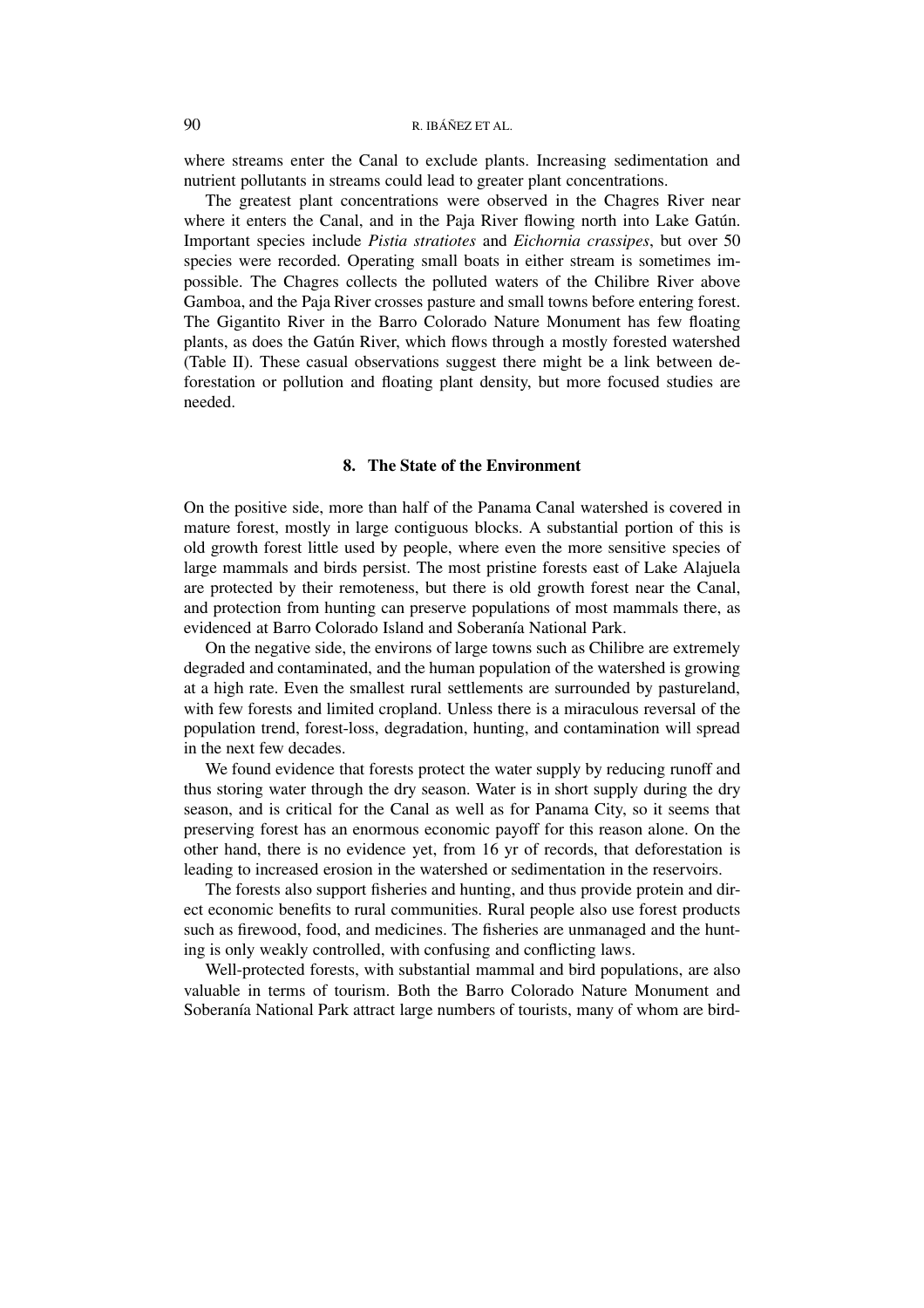where streams enter the Canal to exclude plants. Increasing sedimentation and nutrient pollutants in streams could lead to greater plant concentrations.

The greatest plant concentrations were observed in the Chagres River near where it enters the Canal, and in the Paja River flowing north into Lake Gatún. Important species include *Pistia stratiotes* and *Eichornia crassipes*, but over 50 species were recorded. Operating small boats in either stream is sometimes impossible. The Chagres collects the polluted waters of the Chilibre River above Gamboa, and the Paja River crosses pasture and small towns before entering forest. The Gigantito River in the Barro Colorado Nature Monument has few floating plants, as does the Gatún River, which flows through a mostly forested watershed (Table II). These casual observations suggest there might be a link between deforestation or pollution and floating plant density, but more focused studies are needed.

## 8. The State of the Environment

On the positive side, more than half of the Panama Canal watershed is covered in mature forest, mostly in large contiguous blocks. A substantial portion of this is old growth forest little used by people, where even the more sensitive species of large mammals and birds persist. The most pristine forests east of Lake Alajuela are protected by their remoteness, but there is old growth forest near the Canal, and protection from hunting can preserve populations of most mammals there, as evidenced at Barro Colorado Island and Soberanía National Park.

On the negative side, the environs of large towns such as Chilibre are extremely degraded and contaminated, and the human population of the watershed is growing at a high rate. Even the smallest rural settlements are surrounded by pastureland, with few forests and limited cropland. Unless there is a miraculous reversal of the population trend, forest-loss, degradation, hunting, and contamination will spread in the next few decades.

We found evidence that forests protect the water supply by reducing runoff and thus storing water through the dry season. Water is in short supply during the dry season, and is critical for the Canal as well as for Panama City, so it seems that preserving forest has an enormous economic payoff for this reason alone. On the other hand, there is no evidence yet, from 16 yr of records, that deforestation is leading to increased erosion in the watershed or sedimentation in the reservoirs.

The forests also support fisheries and hunting, and thus provide protein and direct economic benefits to rural communities. Rural people also use forest products such as firewood, food, and medicines. The fisheries are unmanaged and the hunting is only weakly controlled, with confusing and conflicting laws.

Well-protected forests, with substantial mammal and bird populations, are also valuable in terms of tourism. Both the Barro Colorado Nature Monument and Soberanía National Park attract large numbers of tourists, many of whom are bird-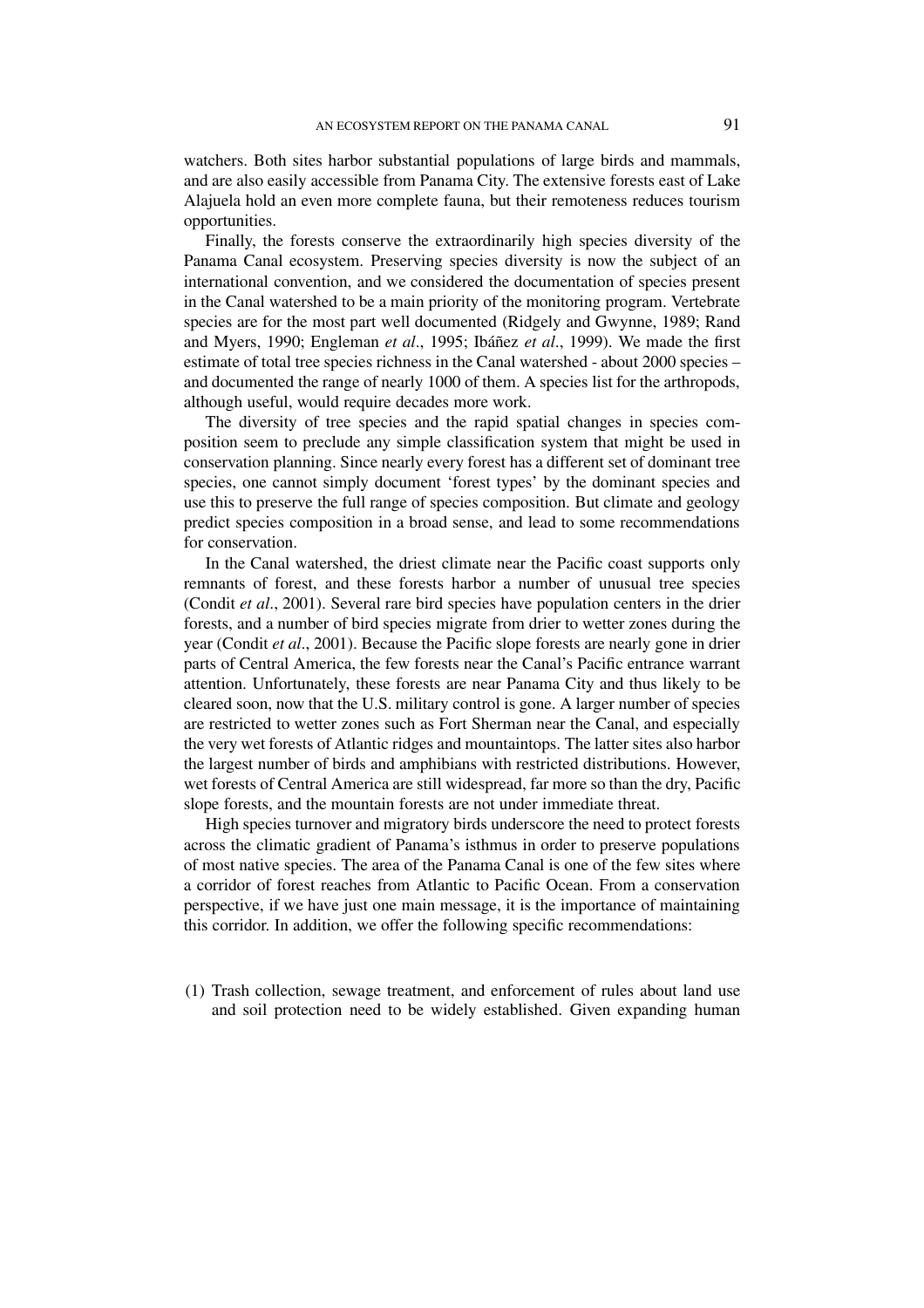watchers. Both sites harbor substantial populations of large birds and mammals, and are also easily accessible from Panama City. The extensive forests east of Lake Alajuela hold an even more complete fauna, but their remoteness reduces tourism opportunities.

Finally, the forests conserve the extraordinarily high species diversity of the Panama Canal ecosystem. Preserving species diversity is now the subject of an international convention, and we considered the documentation of species present in the Canal watershed to be a main priority of the monitoring program. Vertebrate species are for the most part well documented (Ridgely and Gwynne, 1989; Rand and Myers, 1990; Engleman *et al*., 1995; Ibáñez *et al*., 1999). We made the first estimate of total tree species richness in the Canal watershed - about 2000 species – and documented the range of nearly 1000 of them. A species list for the arthropods, although useful, would require decades more work.

The diversity of tree species and the rapid spatial changes in species composition seem to preclude any simple classification system that might be used in conservation planning. Since nearly every forest has a different set of dominant tree species, one cannot simply document 'forest types' by the dominant species and use this to preserve the full range of species composition. But climate and geology predict species composition in a broad sense, and lead to some recommendations for conservation.

In the Canal watershed, the driest climate near the Pacific coast supports only remnants of forest, and these forests harbor a number of unusual tree species (Condit *et al*., 2001). Several rare bird species have population centers in the drier forests, and a number of bird species migrate from drier to wetter zones during the year (Condit *et al*., 2001). Because the Pacific slope forests are nearly gone in drier parts of Central America, the few forests near the Canal's Pacific entrance warrant attention. Unfortunately, these forests are near Panama City and thus likely to be cleared soon, now that the U.S. military control is gone. A larger number of species are restricted to wetter zones such as Fort Sherman near the Canal, and especially the very wet forests of Atlantic ridges and mountaintops. The latter sites also harbor the largest number of birds and amphibians with restricted distributions. However, wet forests of Central America are still widespread, far more so than the dry, Pacific slope forests, and the mountain forests are not under immediate threat.

High species turnover and migratory birds underscore the need to protect forests across the climatic gradient of Panama's isthmus in order to preserve populations of most native species. The area of the Panama Canal is one of the few sites where a corridor of forest reaches from Atlantic to Pacific Ocean. From a conservation perspective, if we have just one main message, it is the importance of maintaining this corridor. In addition, we offer the following specific recommendations:

(1) Trash collection, sewage treatment, and enforcement of rules about land use and soil protection need to be widely established. Given expanding human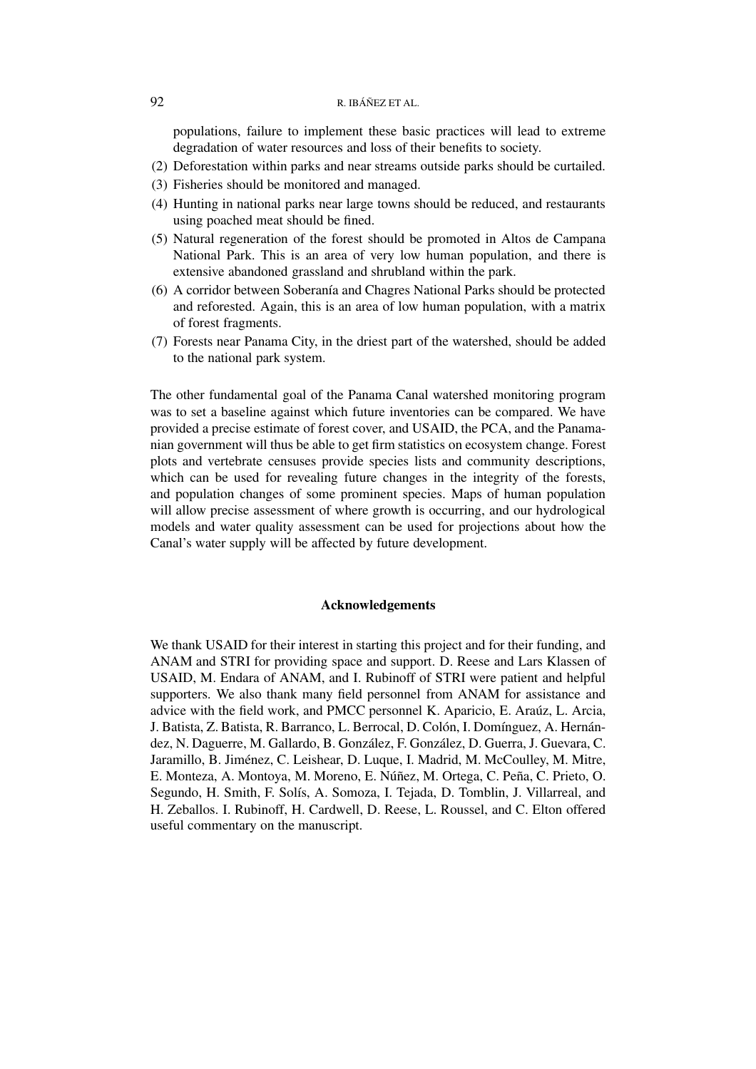populations, failure to implement these basic practices will lead to extreme degradation of water resources and loss of their benefits to society.

(2) Deforestation within parks and near streams outside parks should be curtailed.

(3) Fisheries should be monitored and managed.

(4) Hunting in national parks near large towns should be reduced, and restaurants using poached meat should be fined.

(5) Natural regeneration of the forest should be promoted in Altos de Campana National Park. This is an area of very low human population, and there is extensive abandoned grassland and shrubland within the park.

(6) A corridor between Soberanía and Chagres National Parks should be protected and reforested. Again, this is an area of low human population, with a matrix of forest fragments.

(7) Forests near Panama City, in the driest part of the watershed, should be added to the national park system.

The other fundamental goal of the Panama Canal watershed monitoring program was to set a baseline against which future inventories can be compared. We have provided a precise estimate of forest cover, and USAID, the PCA, and the Panamanian government will thus be able to get firm statistics on ecosystem change. Forest plots and vertebrate censuses provide species lists and community descriptions, which can be used for revealing future changes in the integrity of the forests, and population changes of some prominent species. Maps of human population will allow precise assessment of where growth is occurring, and our hydrological models and water quality assessment can be used for projections about how the Canal's water supply will be affected by future development.

## Acknowledgements

We thank USAID for their interest in starting this project and for their funding, and ANAM and STRI for providing space and support. D. Reese and Lars Klassen of USAID, M. Endara of ANAM, and I. Rubinoff of STRI were patient and helpful supporters. We also thank many field personnel from ANAM for assistance and advice with the field work, and PMCC personnel K. Aparicio, E. Araúz, L. Arcia, J. Batista, Z. Batista, R. Barranco, L. Berrocal, D. Colón, I. Domínguez, A. Hernández, N. Daguerre, M. Gallardo, B. González, F. González, D. Guerra, J. Guevara, C. Jaramillo, B. Jiménez, C. Leishear, D. Luque, I. Madrid, M. McCoulley, M. Mitre, E. Monteza, A. Montoya, M. Moreno, E. Núñez, M. Ortega, C. Peña, C. Prieto, O. Segundo, H. Smith, F. Solís, A. Somoza, I. Tejada, D. Tomblin, J. Villarreal, and H. Zeballos. I. Rubinoff, H. Cardwell, D. Reese, L. Roussel, and C. Elton offered useful commentary on the manuscript.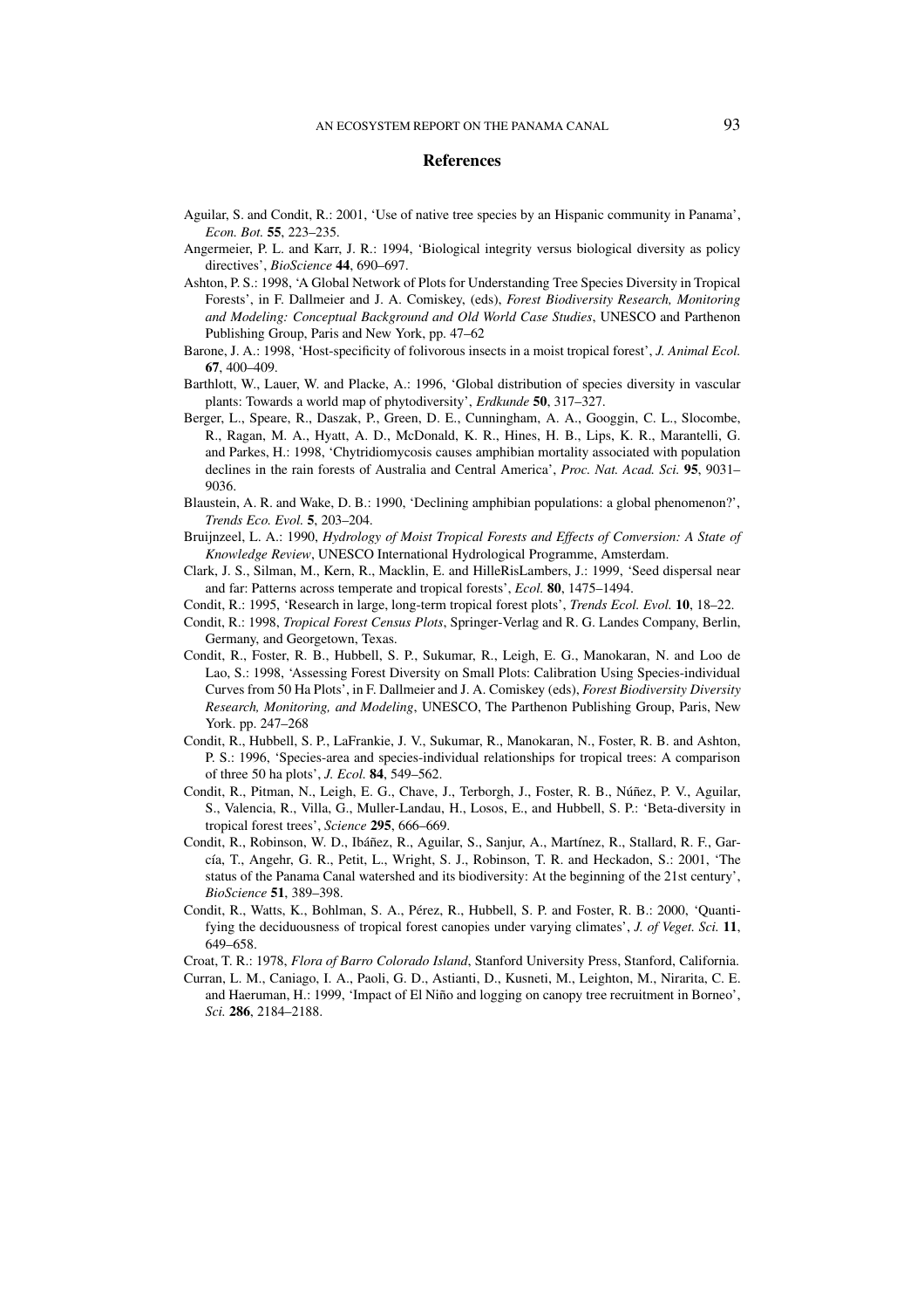## References

Aguilar, S. and Condit, R.: 2001, 'Use of native tree species by an Hispanic community in Panama', *Econ. Bot.* **55**, 223–235.

Angermeier, P. L. and Karr, J. R.: 1994, 'Biological integrity versus biological diversity as policy directives', *BioScience* **44**, 690–697.

Ashton, P. S.: 1998, 'A Global Network of Plots for Understanding Tree Species Diversity in Tropical Forests', in F. Dallmeier and J. A. Comiskey, (eds), *Forest Biodiversity Research, Monitoring and Modeling: Conceptual Background and Old World Case Studies*, UNESCO and Parthenon Publishing Group, Paris and New York, pp. 47–62

Barone, J. A.: 1998, 'Host-specificity of folivorous insects in a moist tropical forest', *J. Animal Ecol.* **67**, 400–409.

Barthlott, W., Lauer, W. and Placke, A.: 1996, 'Global distribution of species diversity in vascular plants: Towards a world map of phytodiversity', *Erdkunde* **50**, 317–327.

Berger, L., Speare, R., Daszak, P., Green, D. E., Cunningham, A. A., Googgin, C. L., Slocombe, R., Ragan, M. A., Hyatt, A. D., McDonald, K. R., Hines, H. B., Lips, K. R., Marantelli, G. and Parkes, H.: 1998, 'Chytridiomycosis causes amphibian mortality associated with population declines in the rain forests of Australia and Central America', *Proc. Nat. Acad. Sci.* **95**, 9031–9036.

Blaustein, A. R. and Wake, D. B.: 1990, 'Declining amphibian populations: a global phenomenon?', *Trends Eco. Evol.* **5**, 203–204.

Bruijnzeel, L. A.: 1990, *Hydrology of Moist Tropical Forests and Effects of Conversion: A State of Knowledge Review*, UNESCO International Hydrological Programme, Amsterdam.

Clark, J. S., Silman, M., Kern, R., Macklin, E. and HilleRisLambers, J.: 1999, 'Seed dispersal near and far: Patterns across temperate and tropical forests', *Ecol.* **80**, 1475–1494.

Condit, R.: 1995, 'Research in large, long-term tropical forest plots', *Trends Ecol. Evol.* **10**, 18–22.

Condit, R.: 1998, *Tropical Forest Census Plots*, Springer-Verlag and R. G. Landes Company, Berlin, Germany, and Georgetown, Texas.

Condit, R., Foster, R. B., Hubbell, S. P., Sukumar, R., Leigh, E. G., Manokaran, N. and Loo de Lao, S.: 1998, 'Assessing Forest Diversity on Small Plots: Calibration Using Species-individual Curves from 50 Ha Plots', in F. Dallmeier and J. A. Comiskey (eds), *Forest Biodiversity Diversity Research, Monitoring, and Modeling*, UNESCO, The Parthenon Publishing Group, Paris, New York. pp. 247–268

Condit, R., Hubbell, S. P., LaFrankie, J. V., Sukumar, R., Manokaran, N., Foster, R. B. and Ashton, P. S.: 1996, 'Species-area and species-individual relationships for tropical trees: A comparison of three 50 ha plots', *J. Ecol.* **84**, 549–562.

Condit, R., Pitman, N., Leigh, E. G., Chave, J., Terborgh, J., Foster, R. B., Núñez, P. V., Aguilar, S., Valencia, R., Villa, G., Muller-Landau, H., Losos, E., and Hubbell, S. P.: 'Beta-diversity in tropical forest trees', *Science* **295**, 666–669.

Condit, R., Robinson, W. D., Ibáñez, R., Aguilar, S., Sanjur, A., Martínez, R., Stallard, R. F., García, T., Angehr, G. R., Petit, L., Wright, S. J., Robinson, T. R. and Heckadon, S.: 2001, 'The status of the Panama Canal watershed and its biodiversity: At the beginning of the 21st century', *BioScience* **51**, 389–398.

Condit, R., Watts, K., Bohlman, S. A., Pérez, R., Hubbell, S. P. and Foster, R. B.: 2000, 'Quantifying the deciduousness of tropical forest canopies under varying climates', *J. of Veget. Sci.* **11**, 649–658.

Croat, T. R.: 1978, *Flora of Barro Colorado Island*, Stanford University Press, Stanford, California.

Curran, L. M., Caniago, I. A., Paoli, G. D., Astianti, D., Kusneti, M., Leighton, M., Nirarita, C. E. and Haeruman, H.: 1999, 'Impact of El Niño and logging on canopy tree recruitment in Borneo', *Sci.* **286**, 2184–2188.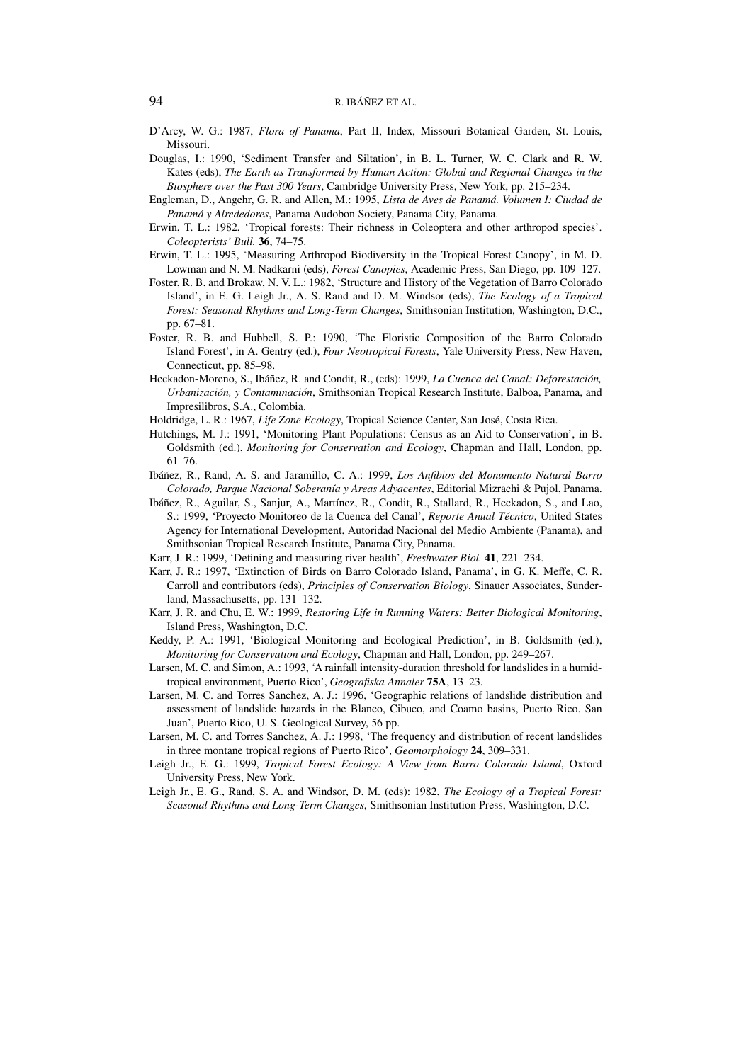D'Arcy, W. G.: 1987, *Flora of Panama*, Part II, Index, Missouri Botanical Garden, St. Louis, Missouri.

Douglas, I.: 1990, 'Sediment Transfer and Siltation', in B. L. Turner, W. C. Clark and R. W. Kates (eds), *The Earth as Transformed by Human Action: Global and Regional Changes in the Biosphere over the Past 300 Years*, Cambridge University Press, New York, pp. 215–234.

Engleman, D., Angehr, G. R. and Allen, M.: 1995, *Lista de Aves de Panamá. Volumen I: Ciudad de Panamá y Alrededores*, Panama Audobon Society, Panama City, Panama.

Erwin, T. L.: 1982, 'Tropical forests: Their richness in Coleoptera and other arthropod species'. *Coleopterists' Bull.* **36**, 74–75.

Erwin, T. L.: 1995, 'Measuring Arthropod Biodiversity in the Tropical Forest Canopy', in M. D. Lowman and N. M. Nadkarni (eds), *Forest Canopies*, Academic Press, San Diego, pp. 109–127.

Foster, R. B. and Brokaw, N. V. L.: 1982, 'Structure and History of the Vegetation of Barro Colorado Island', in E. G. Leigh Jr., A. S. Rand and D. M. Windsor (eds), *The Ecology of a Tropical Forest: Seasonal Rhythms and Long-Term Changes*, Smithsonian Institution, Washington, D.C., pp. 67–81.

Foster, R. B. and Hubbell, S. P.: 1990, 'The Floristic Composition of the Barro Colorado Island Forest', in A. Gentry (ed.), *Four Neotropical Forests*, Yale University Press, New Haven, Connecticut, pp. 85–98.

Heckadon-Moreno, S., Ibáñez, R. and Condit, R., (eds): 1999, *La Cuenca del Canal: Deforestación, Urbanización, y Contaminación*, Smithsonian Tropical Research Institute, Balboa, Panama, and Impresilibros, S.A., Colombia.

Holdridge, L. R.: 1967, *Life Zone Ecology*, Tropical Science Center, San José, Costa Rica.

Hutchings, M. J.: 1991, 'Monitoring Plant Populations: Census as an Aid to Conservation', in B. Goldsmith (ed.), *Monitoring for Conservation and Ecology*, Chapman and Hall, London, pp. 61–76.

Ibáñez, R., Rand, A. S. and Jaramillo, C. A.: 1999, *Los Anfibios del Monumento Natural Barro Colorado, Parque Nacional Soberanía y Areas Adyacentes*, Editorial Mizrachi & Pujol, Panama.

Ibáñez, R., Aguilar, S., Sanjur, A., Martínez, R., Condit, R., Stallard, R., Heckadon, S., and Lao, S.: 1999, 'Proyecto Monitoreo de la Cuenca del Canal', *Reporte Anual Técnico*, United States Agency for International Development, Autoridad Nacional del Medio Ambiente (Panama), and Smithsonian Tropical Research Institute, Panama City, Panama.

Karr, J. R.: 1999, 'Defining and measuring river health', *Freshwater Biol.* **41**, 221–234.

Karr, J. R.: 1997, 'Extinction of Birds on Barro Colorado Island, Panama', in G. K. Meffe, C. R. Carroll and contributors (eds), *Principles of Conservation Biology*, Sinauer Associates, Sunderland, Massachusetts, pp. 131–132.

Karr, J. R. and Chu, E. W.: 1999, *Restoring Life in Running Waters: Better Biological Monitoring*, Island Press, Washington, D.C.

Keddy, P. A.: 1991, 'Biological Monitoring and Ecological Prediction', in B. Goldsmith (ed.), *Monitoring for Conservation and Ecology*, Chapman and Hall, London, pp. 249–267.

Larsen, M. C. and Simon, A.: 1993, 'A rainfall intensity-duration threshold for landslides in a humid-tropical environment, Puerto Rico', *Geografiska Annaler* **75A**, 13–23.

Larsen, M. C. and Torres Sanchez, A. J.: 1996, 'Geographic relations of landslide distribution and assessment of landslide hazards in the Blanco, Cibuco, and Coamo basins, Puerto Rico. San Juan', Puerto Rico, U. S. Geological Survey, 56 pp.

Larsen, M. C. and Torres Sanchez, A. J.: 1998, 'The frequency and distribution of recent landslides in three montane tropical regions of Puerto Rico', *Geomorphology* **24**, 309–331.

Leigh Jr., E. G.: 1999, *Tropical Forest Ecology: A View from Barro Colorado Island*, Oxford University Press, New York.

Leigh Jr., E. G., Rand, S. A. and Windsor, D. M. (eds): 1982, *The Ecology of a Tropical Forest: Seasonal Rhythms and Long-Term Changes*, Smithsonian Institution Press, Washington, D.C.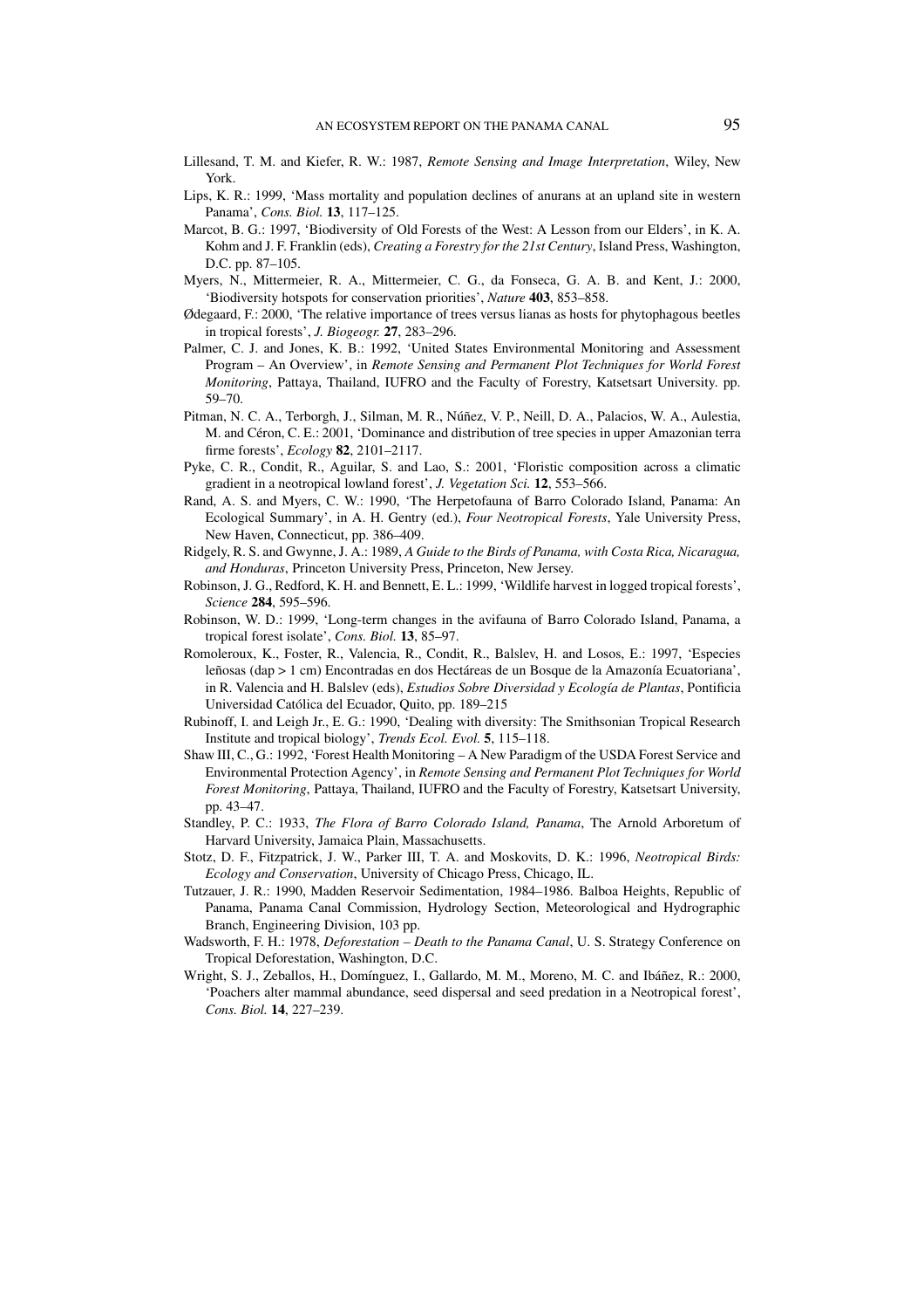Lillesand, T. M. and Kiefer, R. W.: 1987, *Remote Sensing and Image Interpretation*, Wiley, New York.

Lips, K. R.: 1999, 'Mass mortality and population declines of anurans at an upland site in western Panama', *Cons. Biol.* **13**, 117–125.

Marcot, B. G.: 1997, 'Biodiversity of Old Forests of the West: A Lesson from our Elders', in K. A. Kohm and J. F. Franklin (eds), *Creating a Forestry for the 21st Century*, Island Press, Washington, D.C. pp. 87–105.

Myers, N., Mittermeier, R. A., Mittermeier, C. G., da Fonseca, G. A. B. and Kent, J.: 2000, 'Biodiversity hotspots for conservation priorities', *Nature* **403**, 853–858.

Ødegaard, F.: 2000, 'The relative importance of trees versus lianas as hosts for phytophagous beetles in tropical forests', *J. Biogeogr.* **27**, 283–296.

Palmer, C. J. and Jones, K. B.: 1992, 'United States Environmental Monitoring and Assessment Program – An Overview', in *Remote Sensing and Permanent Plot Techniques for World Forest Monitoring*, Pattaya, Thailand, IUFRO and the Faculty of Forestry, Katsetsart University. pp. 59–70.

Pitman, N. C. A., Terborgh, J., Silman, M. R., Núñez, V. P., Neill, D. A., Palacios, W. A., Aulestia, M. and Céron, C. E.: 2001, 'Dominance and distribution of tree species in upper Amazonian terra firme forests', *Ecology* **82**, 2101–2117.

Pyke, C. R., Condit, R., Aguilar, S. and Lao, S.: 2001, 'Floristic composition across a climatic gradient in a neotropical lowland forest', *J. Vegetation Sci.* **12**, 553–566.

Rand, A. S. and Myers, C. W.: 1990, 'The Herpetofauna of Barro Colorado Island, Panama: An Ecological Summary', in A. H. Gentry (ed.), *Four Neotropical Forests*, Yale University Press, New Haven, Connecticut, pp. 386–409.

Ridgely, R. S. and Gwynne, J. A.: 1989, *A Guide to the Birds of Panama, with Costa Rica, Nicaragua, and Honduras*, Princeton University Press, Princeton, New Jersey.

Robinson, J. G., Redford, K. H. and Bennett, E. L.: 1999, 'Wildlife harvest in logged tropical forests', *Science* **284**, 595–596.

Robinson, W. D.: 1999, 'Long-term changes in the avifauna of Barro Colorado Island, Panama, a tropical forest isolate', *Cons. Biol.* **13**, 85–97.

Romoleroux, K., Foster, R., Valencia, R., Condit, R., Balslev, H. and Losos, E.: 1997, 'Especies leñosas (dap > 1 cm) Encontradas en dos Hectáreas de un Bosque de la Amazonía Ecuatoriana', in R. Valencia and H. Balslev (eds), *Estudios Sobre Diversidad y Ecología de Plantas*, Pontificia Universidad Católica del Ecuador, Quito, pp. 189–215

Rubinoff, I. and Leigh Jr., E. G.: 1990, 'Dealing with diversity: The Smithsonian Tropical Research Institute and tropical biology', *Trends Ecol. Evol.* **5**, 115–118.

Shaw III, C., G.: 1992, 'Forest Health Monitoring – A New Paradigm of the USDA Forest Service and Environmental Protection Agency', in *Remote Sensing and Permanent Plot Techniques for World Forest Monitoring*, Pattaya, Thailand, IUFRO and the Faculty of Forestry, Katsetsart University, pp. 43–47.

Standley, P. C.: 1933, *The Flora of Barro Colorado Island, Panama*, The Arnold Arboretum of Harvard University, Jamaica Plain, Massachusetts.

Stotz, D. F., Fitzpatrick, J. W., Parker III, T. A. and Moskovits, D. K.: 1996, *Neotropical Birds: Ecology and Conservation*, University of Chicago Press, Chicago, IL.

Tutzauer, J. R.: 1990, Madden Reservoir Sedimentation, 1984–1986. Balboa Heights, Republic of Panama, Panama Canal Commission, Hydrology Section, Meteorological and Hydrographic Branch, Engineering Division, 103 pp.

Wadsworth, F. H.: 1978, *Deforestation – Death to the Panama Canal*, U. S. Strategy Conference on Tropical Deforestation, Washington, D.C.

Wright, S. J., Zeballos, H., Domínguez, I., Gallardo, M. M., Moreno, M. C. and Ibáñez, R.: 2000, 'Poachers alter mammal abundance, seed dispersal and seed predation in a Neotropical forest', *Cons. Biol.* **14**, 227–239.